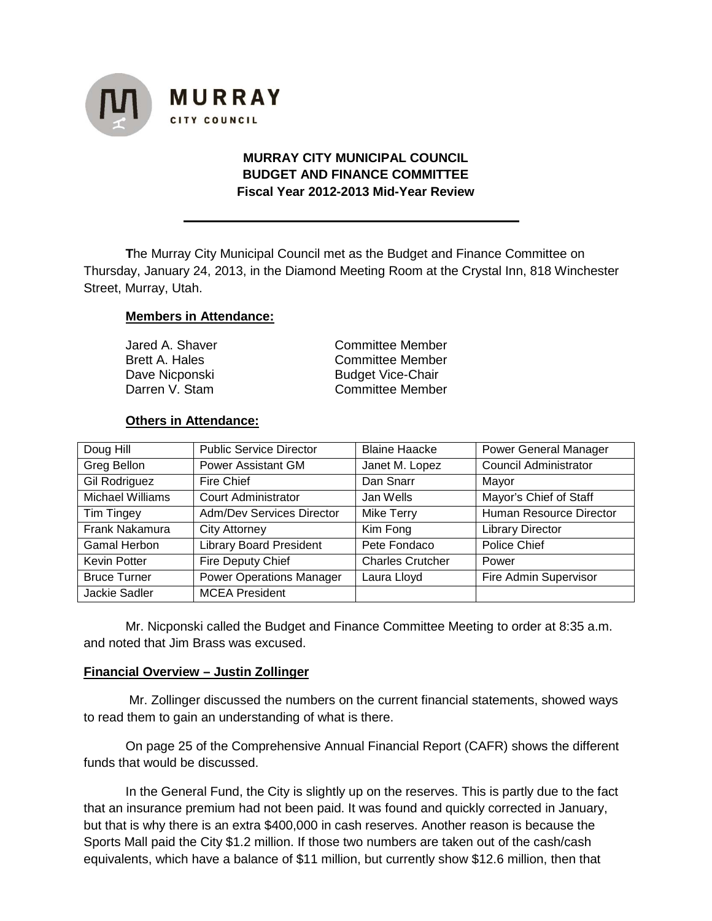MURRAY CITY COUNCIL

# MURRAY CITY MUNICIPAL COUNCIL
## BUDGET AND FINANCE COMMITTEE
### Fiscal Year 2012-2013 Mid-Year Review

---

**T**he Murray City Municipal Council met as the Budget and Finance Committee on Thursday, January 24, 2013, in the Diamond Meeting Room at the Crystal Inn, 818 Winchester Street, Murray, Utah.

**Members in Attendance:**

| | |
|---|---|
| Jared A. Shaver | Committee Member |
| Brett A. Hales | Committee Member |
| Dave Nicponski | Budget Vice-Chair |
| Darren V. Stam | Committee Member |

**Others in Attendance:**

| | | | |
|---|---|---|---|
| Doug Hill | Public Service Director | Blaine Haacke | Power General Manager |
| Greg Bellon | Power Assistant GM | Janet M. Lopez | Council Administrator |
| Gil Rodriguez | Fire Chief | Dan Snarr | Mayor |
| Michael Williams | Court Administrator | Jan Wells | Mayor's Chief of Staff |
| Tim Tingey | Adm/Dev Services Director | Mike Terry | Human Resource Director |
| Frank Nakamura | City Attorney | Kim Fong | Library Director |
| Gamal Herbon | Library Board President | Pete Fondaco | Police Chief |
| Kevin Potter | Fire Deputy Chief | Charles Crutcher | Power |
| Bruce Turner | Power Operations Manager | Laura Lloyd | Fire Admin Supervisor |
| Jackie Sadler | MCEA President | | |

Mr. Nicponski called the Budget and Finance Committee Meeting to order at 8:35 a.m. and noted that Jim Brass was excused.

**Financial Overview – Justin Zollinger**

Mr. Zollinger discussed the numbers on the current financial statements, showed ways to read them to gain an understanding of what is there.

On page 25 of the Comprehensive Annual Financial Report (CAFR) shows the different funds that would be discussed.

In the General Fund, the City is slightly up on the reserves. This is partly due to the fact that an insurance premium had not been paid. It was found and quickly corrected in January, but that is why there is an extra $400,000 in cash reserves. Another reason is because the Sports Mall paid the City $1.2 million. If those two numbers are taken out of the cash/cash equivalents, which have a balance of $11 million, but currently show $12.6 million, then that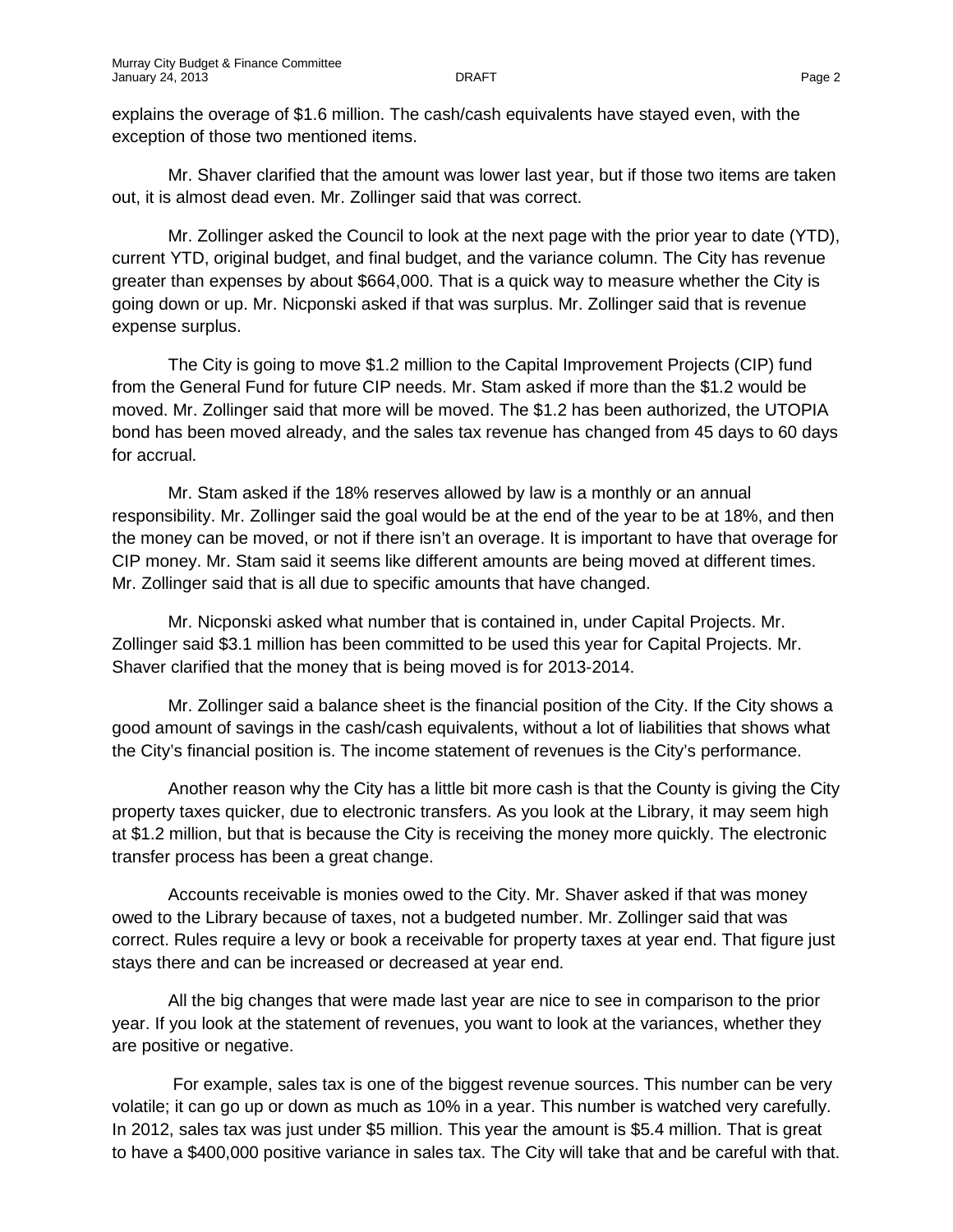explains the overage of $1.6 million. The cash/cash equivalents have stayed even, with the exception of those two mentioned items.

Mr. Shaver clarified that the amount was lower last year, but if those two items are taken out, it is almost dead even. Mr. Zollinger said that was correct.

Mr. Zollinger asked the Council to look at the next page with the prior year to date (YTD), current YTD, original budget, and final budget, and the variance column. The City has revenue greater than expenses by about $664,000. That is a quick way to measure whether the City is going down or up. Mr. Nicponski asked if that was surplus. Mr. Zollinger said that is revenue expense surplus.

The City is going to move $1.2 million to the Capital Improvement Projects (CIP) fund from the General Fund for future CIP needs. Mr. Stam asked if more than the $1.2 would be moved. Mr. Zollinger said that more will be moved. The $1.2 has been authorized, the UTOPIA bond has been moved already, and the sales tax revenue has changed from 45 days to 60 days for accrual.

Mr. Stam asked if the 18% reserves allowed by law is a monthly or an annual responsibility. Mr. Zollinger said the goal would be at the end of the year to be at 18%, and then the money can be moved, or not if there isn't an overage. It is important to have that overage for CIP money. Mr. Stam said it seems like different amounts are being moved at different times. Mr. Zollinger said that is all due to specific amounts that have changed.

Mr. Nicponski asked what number that is contained in, under Capital Projects. Mr. Zollinger said $3.1 million has been committed to be used this year for Capital Projects. Mr. Shaver clarified that the money that is being moved is for 2013-2014.

Mr. Zollinger said a balance sheet is the financial position of the City. If the City shows a good amount of savings in the cash/cash equivalents, without a lot of liabilities that shows what the City's financial position is. The income statement of revenues is the City's performance.

Another reason why the City has a little bit more cash is that the County is giving the City property taxes quicker, due to electronic transfers. As you look at the Library, it may seem high at $1.2 million, but that is because the City is receiving the money more quickly. The electronic transfer process has been a great change.

Accounts receivable is monies owed to the City. Mr. Shaver asked if that was money owed to the Library because of taxes, not a budgeted number. Mr. Zollinger said that was correct. Rules require a levy or book a receivable for property taxes at year end. That figure just stays there and can be increased or decreased at year end.

All the big changes that were made last year are nice to see in comparison to the prior year. If you look at the statement of revenues, you want to look at the variances, whether they are positive or negative.

For example, sales tax is one of the biggest revenue sources. This number can be very volatile; it can go up or down as much as 10% in a year. This number is watched very carefully. In 2012, sales tax was just under $5 million. This year the amount is $5.4 million. That is great to have a $400,000 positive variance in sales tax. The City will take that and be careful with that.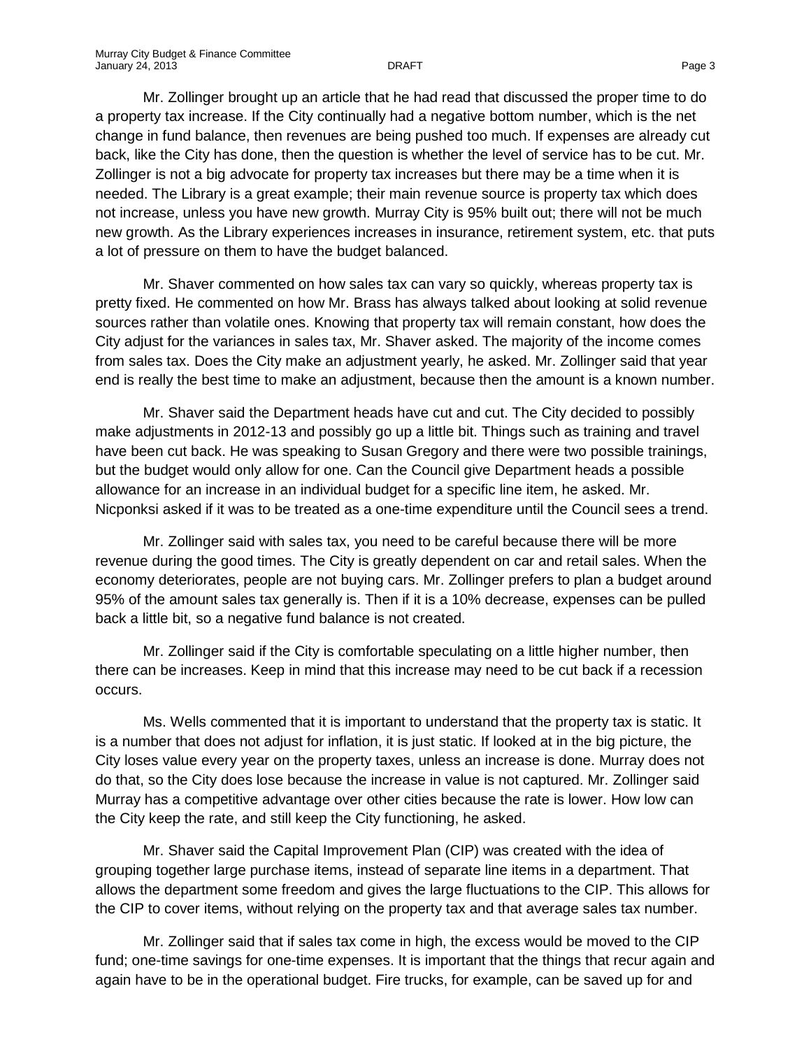Mr. Zollinger brought up an article that he had read that discussed the proper time to do a property tax increase. If the City continually had a negative bottom number, which is the net change in fund balance, then revenues are being pushed too much. If expenses are already cut back, like the City has done, then the question is whether the level of service has to be cut. Mr. Zollinger is not a big advocate for property tax increases but there may be a time when it is needed. The Library is a great example; their main revenue source is property tax which does not increase, unless you have new growth. Murray City is 95% built out; there will not be much new growth. As the Library experiences increases in insurance, retirement system, etc. that puts a lot of pressure on them to have the budget balanced.

Mr. Shaver commented on how sales tax can vary so quickly, whereas property tax is pretty fixed. He commented on how Mr. Brass has always talked about looking at solid revenue sources rather than volatile ones. Knowing that property tax will remain constant, how does the City adjust for the variances in sales tax, Mr. Shaver asked. The majority of the income comes from sales tax. Does the City make an adjustment yearly, he asked. Mr. Zollinger said that year end is really the best time to make an adjustment, because then the amount is a known number.

Mr. Shaver said the Department heads have cut and cut. The City decided to possibly make adjustments in 2012-13 and possibly go up a little bit. Things such as training and travel have been cut back. He was speaking to Susan Gregory and there were two possible trainings, but the budget would only allow for one. Can the Council give Department heads a possible allowance for an increase in an individual budget for a specific line item, he asked. Mr. Nicponksi asked if it was to be treated as a one-time expenditure until the Council sees a trend.

Mr. Zollinger said with sales tax, you need to be careful because there will be more revenue during the good times. The City is greatly dependent on car and retail sales. When the economy deteriorates, people are not buying cars. Mr. Zollinger prefers to plan a budget around 95% of the amount sales tax generally is. Then if it is a 10% decrease, expenses can be pulled back a little bit, so a negative fund balance is not created.

Mr. Zollinger said if the City is comfortable speculating on a little higher number, then there can be increases. Keep in mind that this increase may need to be cut back if a recession occurs.

Ms. Wells commented that it is important to understand that the property tax is static. It is a number that does not adjust for inflation, it is just static. If looked at in the big picture, the City loses value every year on the property taxes, unless an increase is done. Murray does not do that, so the City does lose because the increase in value is not captured. Mr. Zollinger said Murray has a competitive advantage over other cities because the rate is lower. How low can the City keep the rate, and still keep the City functioning, he asked.

Mr. Shaver said the Capital Improvement Plan (CIP) was created with the idea of grouping together large purchase items, instead of separate line items in a department. That allows the department some freedom and gives the large fluctuations to the CIP. This allows for the CIP to cover items, without relying on the property tax and that average sales tax number.

Mr. Zollinger said that if sales tax come in high, the excess would be moved to the CIP fund; one-time savings for one-time expenses. It is important that the things that recur again and again have to be in the operational budget. Fire trucks, for example, can be saved up for and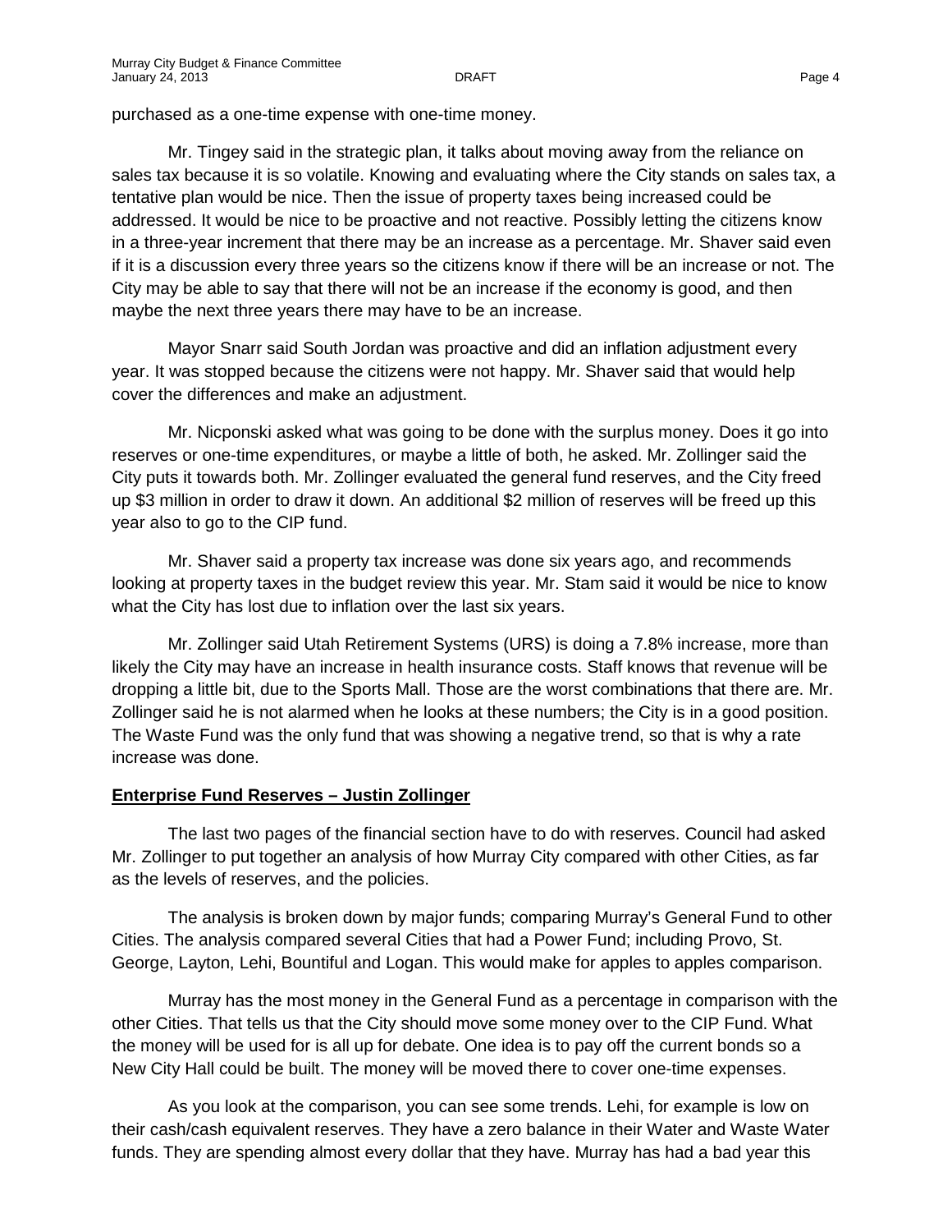purchased as a one-time expense with one-time money.

Mr. Tingey said in the strategic plan, it talks about moving away from the reliance on sales tax because it is so volatile. Knowing and evaluating where the City stands on sales tax, a tentative plan would be nice. Then the issue of property taxes being increased could be addressed. It would be nice to be proactive and not reactive. Possibly letting the citizens know in a three-year increment that there may be an increase as a percentage. Mr. Shaver said even if it is a discussion every three years so the citizens know if there will be an increase or not. The City may be able to say that there will not be an increase if the economy is good, and then maybe the next three years there may have to be an increase.

Mayor Snarr said South Jordan was proactive and did an inflation adjustment every year. It was stopped because the citizens were not happy. Mr. Shaver said that would help cover the differences and make an adjustment.

Mr. Nicponski asked what was going to be done with the surplus money. Does it go into reserves or one-time expenditures, or maybe a little of both, he asked. Mr. Zollinger said the City puts it towards both. Mr. Zollinger evaluated the general fund reserves, and the City freed up $3 million in order to draw it down. An additional $2 million of reserves will be freed up this year also to go to the CIP fund.

Mr. Shaver said a property tax increase was done six years ago, and recommends looking at property taxes in the budget review this year. Mr. Stam said it would be nice to know what the City has lost due to inflation over the last six years.

Mr. Zollinger said Utah Retirement Systems (URS) is doing a 7.8% increase, more than likely the City may have an increase in health insurance costs. Staff knows that revenue will be dropping a little bit, due to the Sports Mall. Those are the worst combinations that there are. Mr. Zollinger said he is not alarmed when he looks at these numbers; the City is in a good position. The Waste Fund was the only fund that was showing a negative trend, so that is why a rate increase was done.

**Enterprise Fund Reserves – Justin Zollinger**

The last two pages of the financial section have to do with reserves. Council had asked Mr. Zollinger to put together an analysis of how Murray City compared with other Cities, as far as the levels of reserves, and the policies.

The analysis is broken down by major funds; comparing Murray's General Fund to other Cities. The analysis compared several Cities that had a Power Fund; including Provo, St. George, Layton, Lehi, Bountiful and Logan. This would make for apples to apples comparison.

Murray has the most money in the General Fund as a percentage in comparison with the other Cities. That tells us that the City should move some money over to the CIP Fund. What the money will be used for is all up for debate. One idea is to pay off the current bonds so a New City Hall could be built. The money will be moved there to cover one-time expenses.

As you look at the comparison, you can see some trends. Lehi, for example is low on their cash/cash equivalent reserves. They have a zero balance in their Water and Waste Water funds. They are spending almost every dollar that they have. Murray has had a bad year this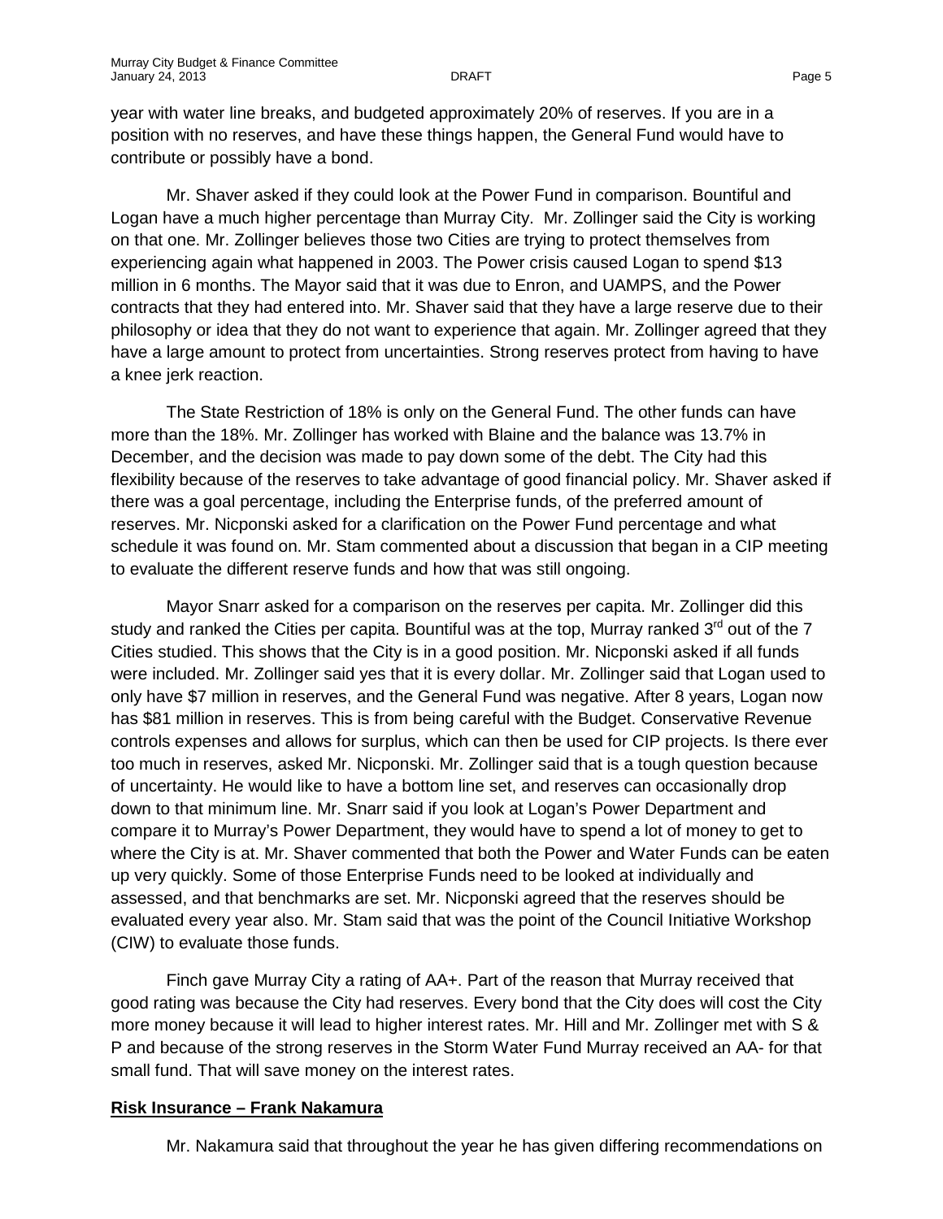year with water line breaks, and budgeted approximately 20% of reserves. If you are in a position with no reserves, and have these things happen, the General Fund would have to contribute or possibly have a bond.

Mr. Shaver asked if they could look at the Power Fund in comparison. Bountiful and Logan have a much higher percentage than Murray City. Mr. Zollinger said the City is working on that one. Mr. Zollinger believes those two Cities are trying to protect themselves from experiencing again what happened in 2003. The Power crisis caused Logan to spend $13 million in 6 months. The Mayor said that it was due to Enron, and UAMPS, and the Power contracts that they had entered into. Mr. Shaver said that they have a large reserve due to their philosophy or idea that they do not want to experience that again. Mr. Zollinger agreed that they have a large amount to protect from uncertainties. Strong reserves protect from having to have a knee jerk reaction.

The State Restriction of 18% is only on the General Fund. The other funds can have more than the 18%. Mr. Zollinger has worked with Blaine and the balance was 13.7% in December, and the decision was made to pay down some of the debt. The City had this flexibility because of the reserves to take advantage of good financial policy. Mr. Shaver asked if there was a goal percentage, including the Enterprise funds, of the preferred amount of reserves. Mr. Nicponski asked for a clarification on the Power Fund percentage and what schedule it was found on. Mr. Stam commented about a discussion that began in a CIP meeting to evaluate the different reserve funds and how that was still ongoing.

Mayor Snarr asked for a comparison on the reserves per capita. Mr. Zollinger did this study and ranked the Cities per capita. Bountiful was at the top, Murray ranked 3rd out of the 7 Cities studied. This shows that the City is in a good position. Mr. Nicponski asked if all funds were included. Mr. Zollinger said yes that it is every dollar. Mr. Zollinger said that Logan used to only have $7 million in reserves, and the General Fund was negative. After 8 years, Logan now has $81 million in reserves. This is from being careful with the Budget. Conservative Revenue controls expenses and allows for surplus, which can then be used for CIP projects. Is there ever too much in reserves, asked Mr. Nicponski. Mr. Zollinger said that is a tough question because of uncertainty. He would like to have a bottom line set, and reserves can occasionally drop down to that minimum line. Mr. Snarr said if you look at Logan's Power Department and compare it to Murray's Power Department, they would have to spend a lot of money to get to where the City is at. Mr. Shaver commented that both the Power and Water Funds can be eaten up very quickly. Some of those Enterprise Funds need to be looked at individually and assessed, and that benchmarks are set. Mr. Nicponski agreed that the reserves should be evaluated every year also. Mr. Stam said that was the point of the Council Initiative Workshop (CIW) to evaluate those funds.

Finch gave Murray City a rating of AA+. Part of the reason that Murray received that good rating was because the City had reserves. Every bond that the City does will cost the City more money because it will lead to higher interest rates. Mr. Hill and Mr. Zollinger met with S & P and because of the strong reserves in the Storm Water Fund Murray received an AA- for that small fund. That will save money on the interest rates.

**Risk Insurance – Frank Nakamura**

Mr. Nakamura said that throughout the year he has given differing recommendations on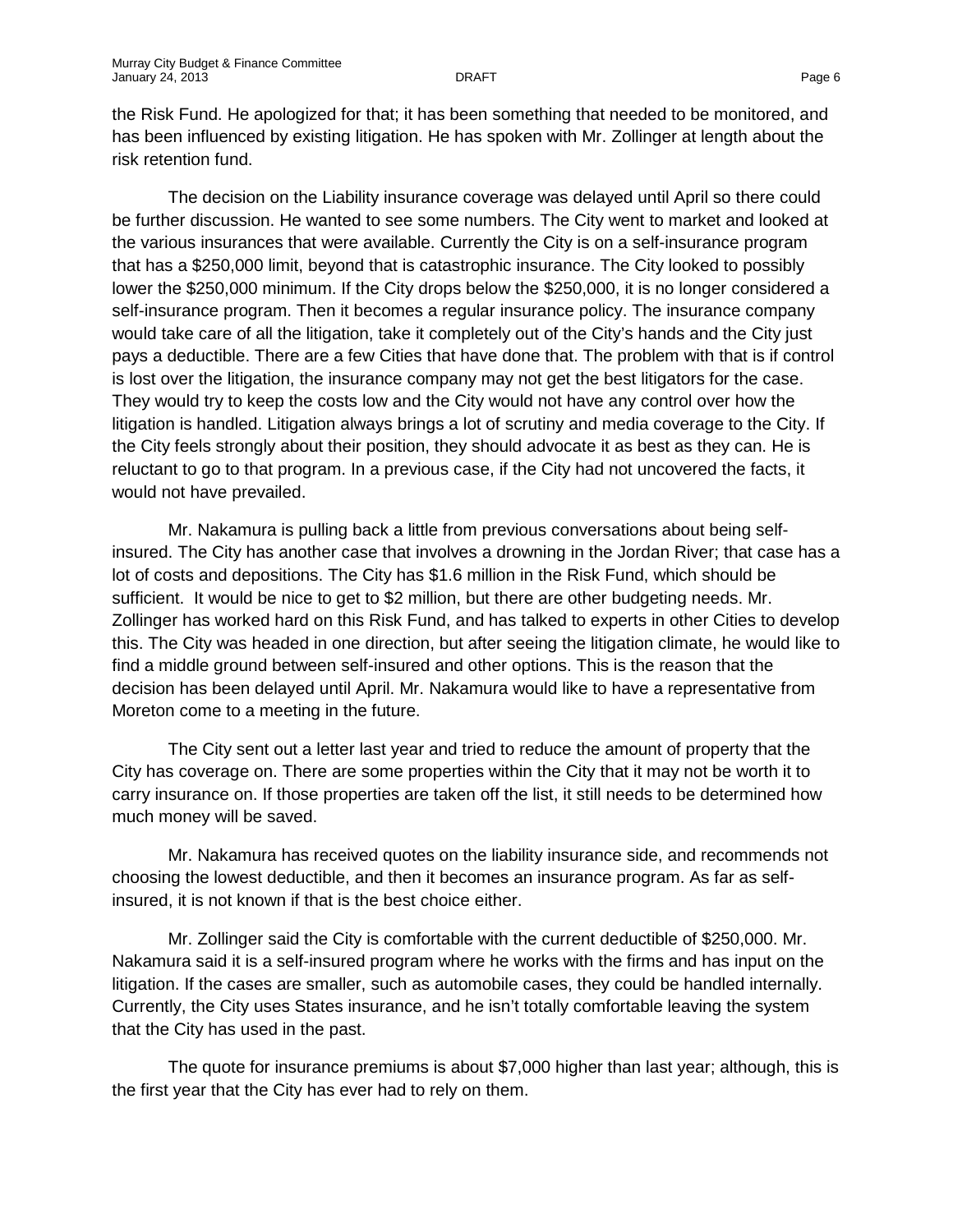the Risk Fund. He apologized for that; it has been something that needed to be monitored, and has been influenced by existing litigation. He has spoken with Mr. Zollinger at length about the risk retention fund.

The decision on the Liability insurance coverage was delayed until April so there could be further discussion. He wanted to see some numbers. The City went to market and looked at the various insurances that were available. Currently the City is on a self-insurance program that has a $250,000 limit, beyond that is catastrophic insurance. The City looked to possibly lower the $250,000 minimum. If the City drops below the $250,000, it is no longer considered a self-insurance program. Then it becomes a regular insurance policy. The insurance company would take care of all the litigation, take it completely out of the City's hands and the City just pays a deductible. There are a few Cities that have done that. The problem with that is if control is lost over the litigation, the insurance company may not get the best litigators for the case. They would try to keep the costs low and the City would not have any control over how the litigation is handled. Litigation always brings a lot of scrutiny and media coverage to the City. If the City feels strongly about their position, they should advocate it as best as they can. He is reluctant to go to that program. In a previous case, if the City had not uncovered the facts, it would not have prevailed.

Mr. Nakamura is pulling back a little from previous conversations about being self-insured. The City has another case that involves a drowning in the Jordan River; that case has a lot of costs and depositions. The City has $1.6 million in the Risk Fund, which should be sufficient. It would be nice to get to $2 million, but there are other budgeting needs. Mr. Zollinger has worked hard on this Risk Fund, and has talked to experts in other Cities to develop this. The City was headed in one direction, but after seeing the litigation climate, he would like to find a middle ground between self-insured and other options. This is the reason that the decision has been delayed until April. Mr. Nakamura would like to have a representative from Moreton come to a meeting in the future.

The City sent out a letter last year and tried to reduce the amount of property that the City has coverage on. There are some properties within the City that it may not be worth it to carry insurance on. If those properties are taken off the list, it still needs to be determined how much money will be saved.

Mr. Nakamura has received quotes on the liability insurance side, and recommends not choosing the lowest deductible, and then it becomes an insurance program. As far as self-insured, it is not known if that is the best choice either.

Mr. Zollinger said the City is comfortable with the current deductible of $250,000. Mr. Nakamura said it is a self-insured program where he works with the firms and has input on the litigation. If the cases are smaller, such as automobile cases, they could be handled internally. Currently, the City uses States insurance, and he isn't totally comfortable leaving the system that the City has used in the past.

The quote for insurance premiums is about $7,000 higher than last year; although, this is the first year that the City has ever had to rely on them.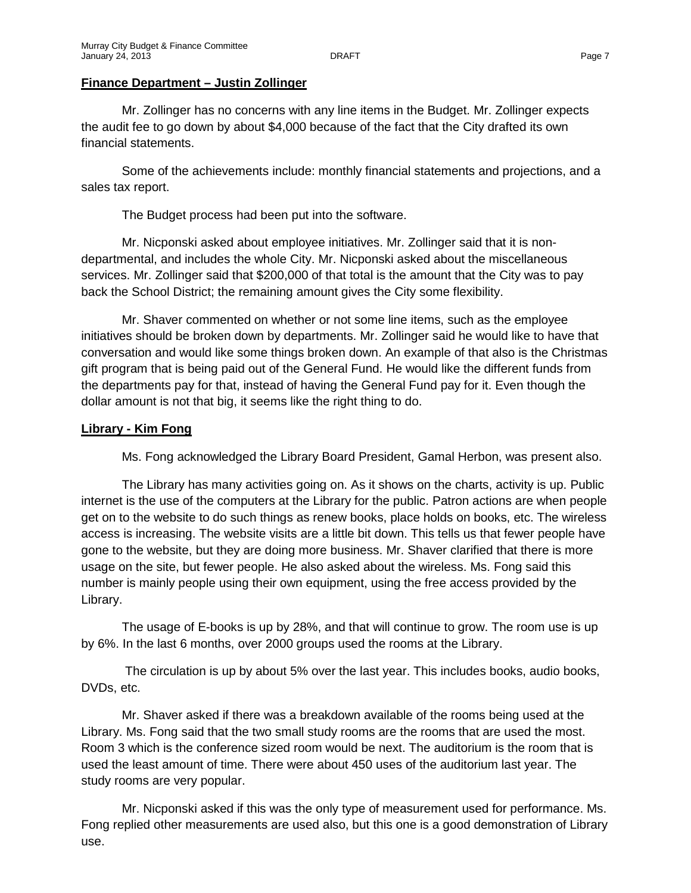**Finance Department – Justin Zollinger**

Mr. Zollinger has no concerns with any line items in the Budget. Mr. Zollinger expects the audit fee to go down by about $4,000 because of the fact that the City drafted its own financial statements.

Some of the achievements include: monthly financial statements and projections, and a sales tax report.

The Budget process had been put into the software.

Mr. Nicponski asked about employee initiatives. Mr. Zollinger said that it is non-departmental, and includes the whole City. Mr. Nicponski asked about the miscellaneous services. Mr. Zollinger said that $200,000 of that total is the amount that the City was to pay back the School District; the remaining amount gives the City some flexibility.

Mr. Shaver commented on whether or not some line items, such as the employee initiatives should be broken down by departments. Mr. Zollinger said he would like to have that conversation and would like some things broken down. An example of that also is the Christmas gift program that is being paid out of the General Fund. He would like the different funds from the departments pay for that, instead of having the General Fund pay for it. Even though the dollar amount is not that big, it seems like the right thing to do.

**Library - Kim Fong**

Ms. Fong acknowledged the Library Board President, Gamal Herbon, was present also.

The Library has many activities going on. As it shows on the charts, activity is up. Public internet is the use of the computers at the Library for the public. Patron actions are when people get on to the website to do such things as renew books, place holds on books, etc. The wireless access is increasing. The website visits are a little bit down. This tells us that fewer people have gone to the website, but they are doing more business. Mr. Shaver clarified that there is more usage on the site, but fewer people. He also asked about the wireless. Ms. Fong said this number is mainly people using their own equipment, using the free access provided by the Library.

The usage of E-books is up by 28%, and that will continue to grow. The room use is up by 6%. In the last 6 months, over 2000 groups used the rooms at the Library.

The circulation is up by about 5% over the last year. This includes books, audio books, DVDs, etc.

Mr. Shaver asked if there was a breakdown available of the rooms being used at the Library. Ms. Fong said that the two small study rooms are the rooms that are used the most. Room 3 which is the conference sized room would be next. The auditorium is the room that is used the least amount of time. There were about 450 uses of the auditorium last year. The study rooms are very popular.

Mr. Nicponski asked if this was the only type of measurement used for performance. Ms. Fong replied other measurements are used also, but this one is a good demonstration of Library use.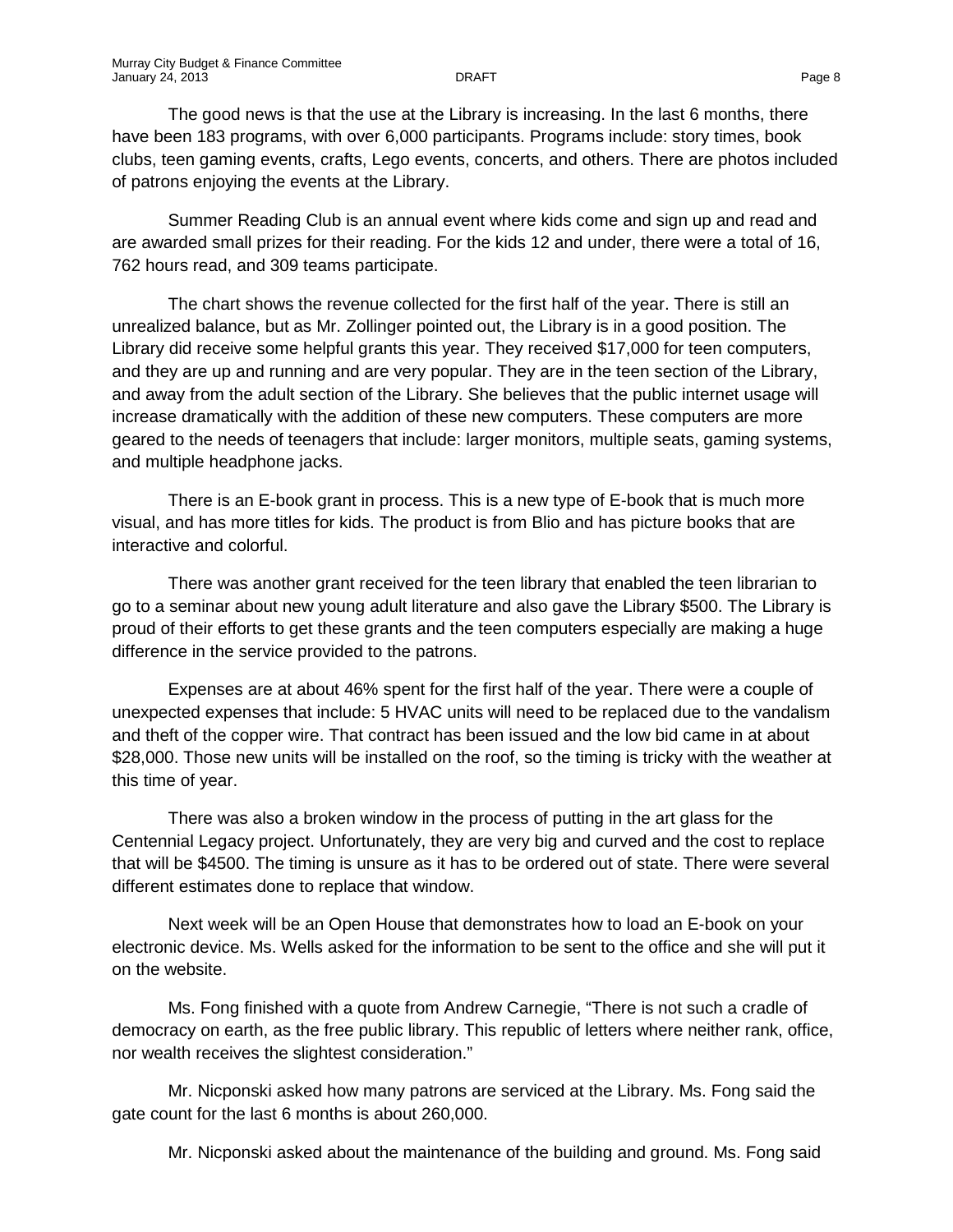The good news is that the use at the Library is increasing. In the last 6 months, there have been 183 programs, with over 6,000 participants. Programs include: story times, book clubs, teen gaming events, crafts, Lego events, concerts, and others. There are photos included of patrons enjoying the events at the Library.

Summer Reading Club is an annual event where kids come and sign up and read and are awarded small prizes for their reading. For the kids 12 and under, there were a total of 16, 762 hours read, and 309 teams participate.

The chart shows the revenue collected for the first half of the year. There is still an unrealized balance, but as Mr. Zollinger pointed out, the Library is in a good position. The Library did receive some helpful grants this year. They received $17,000 for teen computers, and they are up and running and are very popular. They are in the teen section of the Library, and away from the adult section of the Library. She believes that the public internet usage will increase dramatically with the addition of these new computers. These computers are more geared to the needs of teenagers that include: larger monitors, multiple seats, gaming systems, and multiple headphone jacks.

There is an E-book grant in process. This is a new type of E-book that is much more visual, and has more titles for kids. The product is from Blio and has picture books that are interactive and colorful.

There was another grant received for the teen library that enabled the teen librarian to go to a seminar about new young adult literature and also gave the Library $500. The Library is proud of their efforts to get these grants and the teen computers especially are making a huge difference in the service provided to the patrons.

Expenses are at about 46% spent for the first half of the year. There were a couple of unexpected expenses that include: 5 HVAC units will need to be replaced due to the vandalism and theft of the copper wire. That contract has been issued and the low bid came in at about $28,000. Those new units will be installed on the roof, so the timing is tricky with the weather at this time of year.

There was also a broken window in the process of putting in the art glass for the Centennial Legacy project. Unfortunately, they are very big and curved and the cost to replace that will be $4500. The timing is unsure as it has to be ordered out of state. There were several different estimates done to replace that window.

Next week will be an Open House that demonstrates how to load an E-book on your electronic device. Ms. Wells asked for the information to be sent to the office and she will put it on the website.

Ms. Fong finished with a quote from Andrew Carnegie, "There is not such a cradle of democracy on earth, as the free public library. This republic of letters where neither rank, office, nor wealth receives the slightest consideration."

Mr. Nicponski asked how many patrons are serviced at the Library. Ms. Fong said the gate count for the last 6 months is about 260,000.

Mr. Nicponski asked about the maintenance of the building and ground. Ms. Fong said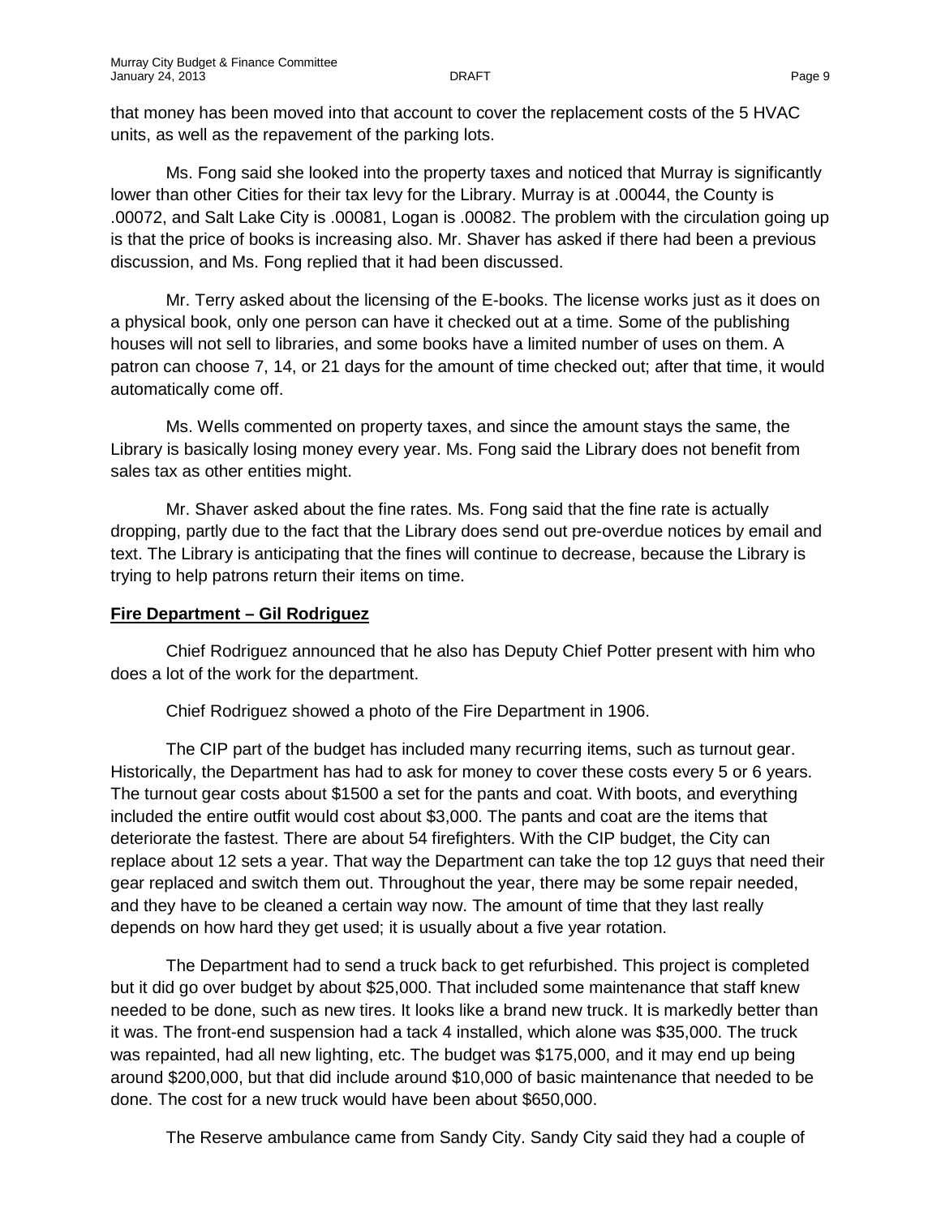that money has been moved into that account to cover the replacement costs of the 5 HVAC units, as well as the repavement of the parking lots.

Ms. Fong said she looked into the property taxes and noticed that Murray is significantly lower than other Cities for their tax levy for the Library. Murray is at .00044, the County is .00072, and Salt Lake City is .00081, Logan is .00082. The problem with the circulation going up is that the price of books is increasing also. Mr. Shaver has asked if there had been a previous discussion, and Ms. Fong replied that it had been discussed.

Mr. Terry asked about the licensing of the E-books. The license works just as it does on a physical book, only one person can have it checked out at a time. Some of the publishing houses will not sell to libraries, and some books have a limited number of uses on them. A patron can choose 7, 14, or 21 days for the amount of time checked out; after that time, it would automatically come off.

Ms. Wells commented on property taxes, and since the amount stays the same, the Library is basically losing money every year. Ms. Fong said the Library does not benefit from sales tax as other entities might.

Mr. Shaver asked about the fine rates. Ms. Fong said that the fine rate is actually dropping, partly due to the fact that the Library does send out pre-overdue notices by email and text. The Library is anticipating that the fines will continue to decrease, because the Library is trying to help patrons return their items on time.

**Fire Department – Gil Rodriguez**

Chief Rodriguez announced that he also has Deputy Chief Potter present with him who does a lot of the work for the department.

Chief Rodriguez showed a photo of the Fire Department in 1906.

The CIP part of the budget has included many recurring items, such as turnout gear. Historically, the Department has had to ask for money to cover these costs every 5 or 6 years. The turnout gear costs about $1500 a set for the pants and coat. With boots, and everything included the entire outfit would cost about $3,000. The pants and coat are the items that deteriorate the fastest. There are about 54 firefighters. With the CIP budget, the City can replace about 12 sets a year. That way the Department can take the top 12 guys that need their gear replaced and switch them out. Throughout the year, there may be some repair needed, and they have to be cleaned a certain way now. The amount of time that they last really depends on how hard they get used; it is usually about a five year rotation.

The Department had to send a truck back to get refurbished. This project is completed but it did go over budget by about $25,000. That included some maintenance that staff knew needed to be done, such as new tires. It looks like a brand new truck. It is markedly better than it was. The front-end suspension had a tack 4 installed, which alone was $35,000. The truck was repainted, had all new lighting, etc. The budget was $175,000, and it may end up being around $200,000, but that did include around $10,000 of basic maintenance that needed to be done. The cost for a new truck would have been about $650,000.

The Reserve ambulance came from Sandy City. Sandy City said they had a couple of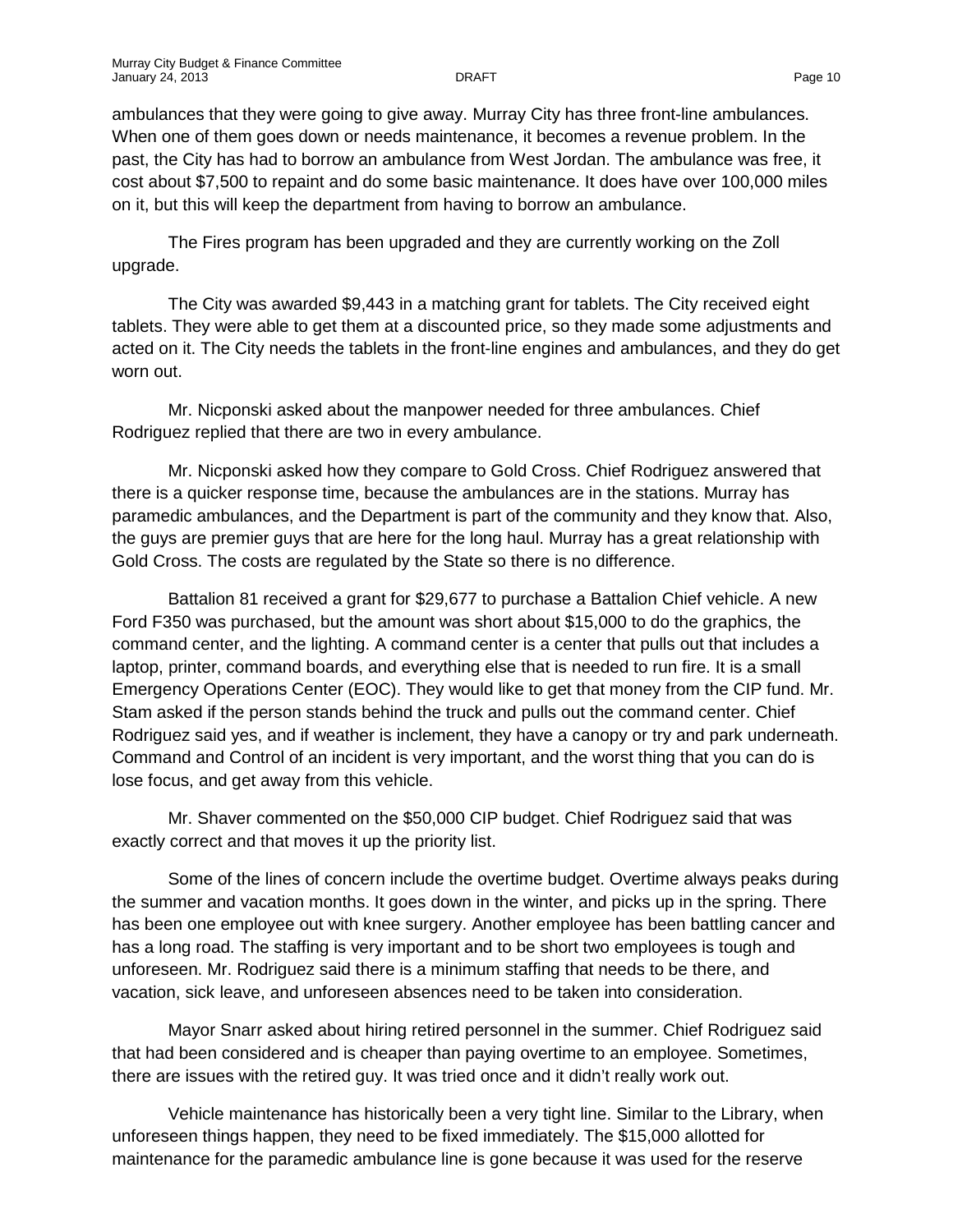ambulances that they were going to give away. Murray City has three front-line ambulances. When one of them goes down or needs maintenance, it becomes a revenue problem. In the past, the City has had to borrow an ambulance from West Jordan. The ambulance was free, it cost about $7,500 to repaint and do some basic maintenance. It does have over 100,000 miles on it, but this will keep the department from having to borrow an ambulance.

The Fires program has been upgraded and they are currently working on the Zoll upgrade.

The City was awarded $9,443 in a matching grant for tablets. The City received eight tablets. They were able to get them at a discounted price, so they made some adjustments and acted on it. The City needs the tablets in the front-line engines and ambulances, and they do get worn out.

Mr. Nicponski asked about the manpower needed for three ambulances. Chief Rodriguez replied that there are two in every ambulance.

Mr. Nicponski asked how they compare to Gold Cross. Chief Rodriguez answered that there is a quicker response time, because the ambulances are in the stations. Murray has paramedic ambulances, and the Department is part of the community and they know that. Also, the guys are premier guys that are here for the long haul. Murray has a great relationship with Gold Cross. The costs are regulated by the State so there is no difference.

Battalion 81 received a grant for $29,677 to purchase a Battalion Chief vehicle. A new Ford F350 was purchased, but the amount was short about $15,000 to do the graphics, the command center, and the lighting. A command center is a center that pulls out that includes a laptop, printer, command boards, and everything else that is needed to run fire. It is a small Emergency Operations Center (EOC). They would like to get that money from the CIP fund. Mr. Stam asked if the person stands behind the truck and pulls out the command center. Chief Rodriguez said yes, and if weather is inclement, they have a canopy or try and park underneath. Command and Control of an incident is very important, and the worst thing that you can do is lose focus, and get away from this vehicle.

Mr. Shaver commented on the $50,000 CIP budget. Chief Rodriguez said that was exactly correct and that moves it up the priority list.

Some of the lines of concern include the overtime budget. Overtime always peaks during the summer and vacation months. It goes down in the winter, and picks up in the spring. There has been one employee out with knee surgery. Another employee has been battling cancer and has a long road. The staffing is very important and to be short two employees is tough and unforeseen. Mr. Rodriguez said there is a minimum staffing that needs to be there, and vacation, sick leave, and unforeseen absences need to be taken into consideration.

Mayor Snarr asked about hiring retired personnel in the summer. Chief Rodriguez said that had been considered and is cheaper than paying overtime to an employee. Sometimes, there are issues with the retired guy. It was tried once and it didn't really work out.

Vehicle maintenance has historically been a very tight line. Similar to the Library, when unforeseen things happen, they need to be fixed immediately. The $15,000 allotted for maintenance for the paramedic ambulance line is gone because it was used for the reserve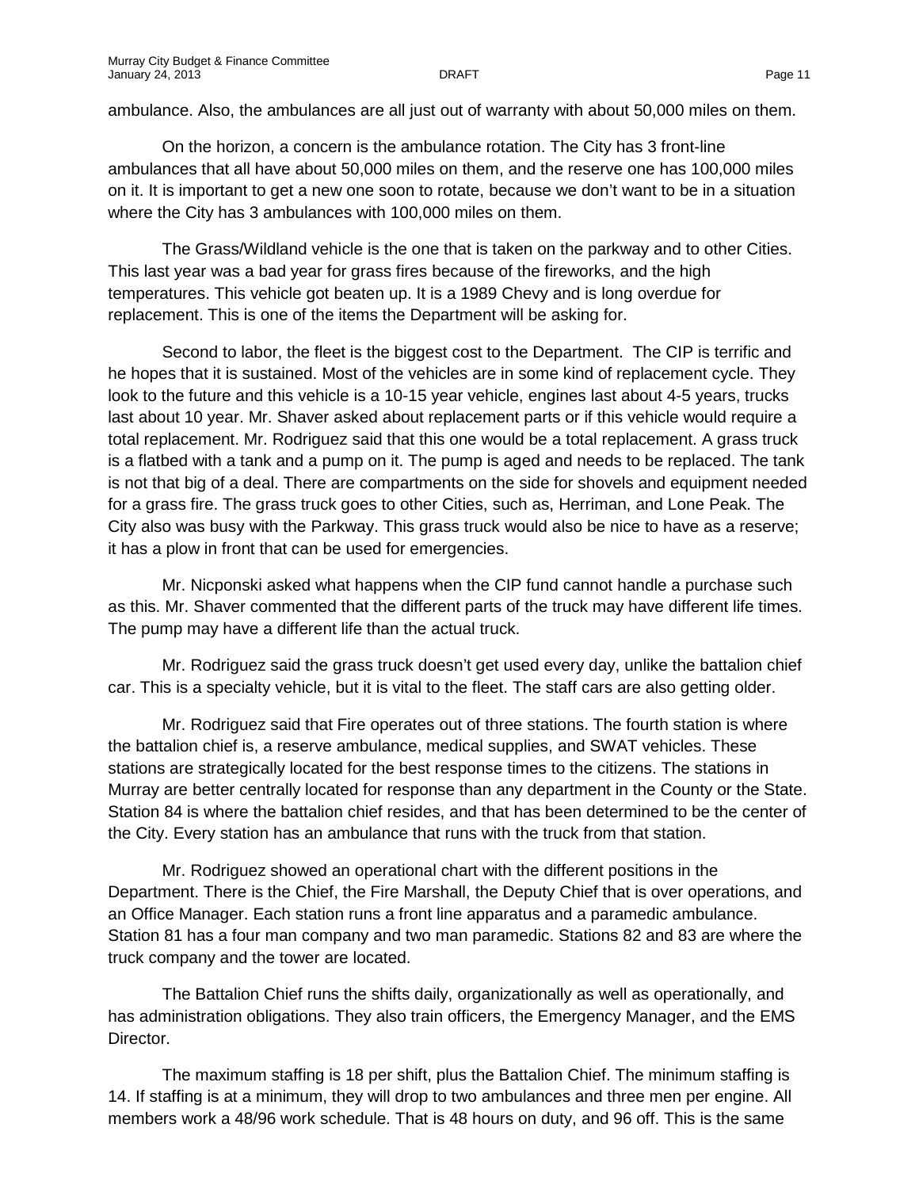ambulance. Also, the ambulances are all just out of warranty with about 50,000 miles on them.

On the horizon, a concern is the ambulance rotation. The City has 3 front-line ambulances that all have about 50,000 miles on them, and the reserve one has 100,000 miles on it. It is important to get a new one soon to rotate, because we don't want to be in a situation where the City has 3 ambulances with 100,000 miles on them.

The Grass/Wildland vehicle is the one that is taken on the parkway and to other Cities. This last year was a bad year for grass fires because of the fireworks, and the high temperatures. This vehicle got beaten up. It is a 1989 Chevy and is long overdue for replacement. This is one of the items the Department will be asking for.

Second to labor, the fleet is the biggest cost to the Department. The CIP is terrific and he hopes that it is sustained. Most of the vehicles are in some kind of replacement cycle. They look to the future and this vehicle is a 10-15 year vehicle, engines last about 4-5 years, trucks last about 10 year. Mr. Shaver asked about replacement parts or if this vehicle would require a total replacement. Mr. Rodriguez said that this one would be a total replacement. A grass truck is a flatbed with a tank and a pump on it. The pump is aged and needs to be replaced. The tank is not that big of a deal. There are compartments on the side for shovels and equipment needed for a grass fire. The grass truck goes to other Cities, such as, Herriman, and Lone Peak. The City also was busy with the Parkway. This grass truck would also be nice to have as a reserve; it has a plow in front that can be used for emergencies.

Mr. Nicponski asked what happens when the CIP fund cannot handle a purchase such as this. Mr. Shaver commented that the different parts of the truck may have different life times. The pump may have a different life than the actual truck.

Mr. Rodriguez said the grass truck doesn't get used every day, unlike the battalion chief car. This is a specialty vehicle, but it is vital to the fleet. The staff cars are also getting older.

Mr. Rodriguez said that Fire operates out of three stations. The fourth station is where the battalion chief is, a reserve ambulance, medical supplies, and SWAT vehicles. These stations are strategically located for the best response times to the citizens. The stations in Murray are better centrally located for response than any department in the County or the State. Station 84 is where the battalion chief resides, and that has been determined to be the center of the City. Every station has an ambulance that runs with the truck from that station.

Mr. Rodriguez showed an operational chart with the different positions in the Department. There is the Chief, the Fire Marshall, the Deputy Chief that is over operations, and an Office Manager. Each station runs a front line apparatus and a paramedic ambulance. Station 81 has a four man company and two man paramedic. Stations 82 and 83 are where the truck company and the tower are located.

The Battalion Chief runs the shifts daily, organizationally as well as operationally, and has administration obligations. They also train officers, the Emergency Manager, and the EMS Director.

The maximum staffing is 18 per shift, plus the Battalion Chief. The minimum staffing is 14. If staffing is at a minimum, they will drop to two ambulances and three men per engine. All members work a 48/96 work schedule. That is 48 hours on duty, and 96 off. This is the same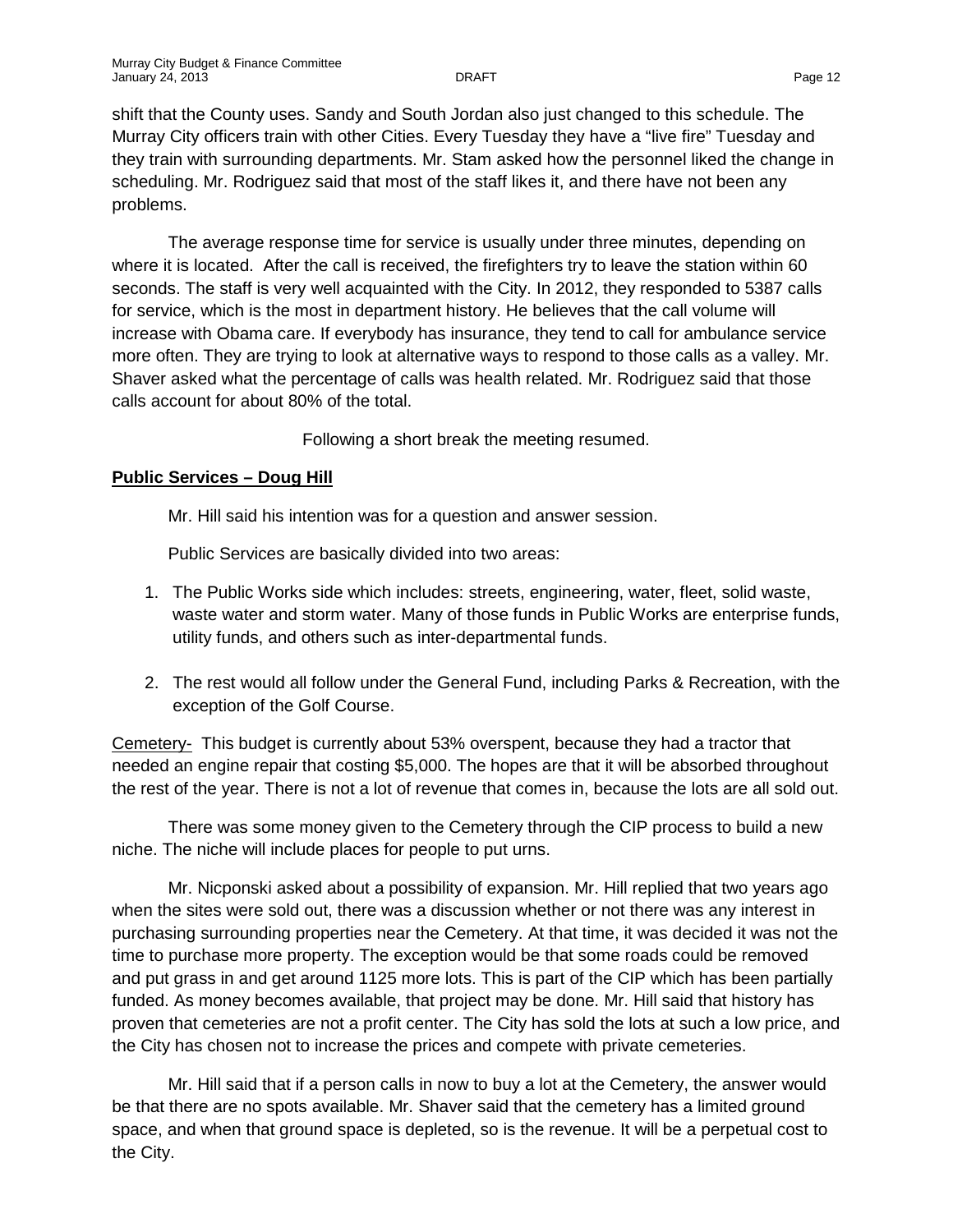shift that the County uses. Sandy and South Jordan also just changed to this schedule. The Murray City officers train with other Cities. Every Tuesday they have a "live fire" Tuesday and they train with surrounding departments. Mr. Stam asked how the personnel liked the change in scheduling. Mr. Rodriguez said that most of the staff likes it, and there have not been any problems.

The average response time for service is usually under three minutes, depending on where it is located. After the call is received, the firefighters try to leave the station within 60 seconds. The staff is very well acquainted with the City. In 2012, they responded to 5387 calls for service, which is the most in department history. He believes that the call volume will increase with Obama care. If everybody has insurance, they tend to call for ambulance service more often. They are trying to look at alternative ways to respond to those calls as a valley. Mr. Shaver asked what the percentage of calls was health related. Mr. Rodriguez said that those calls account for about 80% of the total.

Following a short break the meeting resumed.

**Public Services – Doug Hill**

Mr. Hill said his intention was for a question and answer session.

Public Services are basically divided into two areas:

1. The Public Works side which includes: streets, engineering, water, fleet, solid waste, waste water and storm water. Many of those funds in Public Works are enterprise funds, utility funds, and others such as inter-departmental funds.

2. The rest would all follow under the General Fund, including Parks & Recreation, with the exception of the Golf Course.

Cemetery- This budget is currently about 53% overspent, because they had a tractor that needed an engine repair that costing $5,000. The hopes are that it will be absorbed throughout the rest of the year. There is not a lot of revenue that comes in, because the lots are all sold out.

There was some money given to the Cemetery through the CIP process to build a new niche. The niche will include places for people to put urns.

Mr. Nicponski asked about a possibility of expansion. Mr. Hill replied that two years ago when the sites were sold out, there was a discussion whether or not there was any interest in purchasing surrounding properties near the Cemetery. At that time, it was decided it was not the time to purchase more property. The exception would be that some roads could be removed and put grass in and get around 1125 more lots. This is part of the CIP which has been partially funded. As money becomes available, that project may be done. Mr. Hill said that history has proven that cemeteries are not a profit center. The City has sold the lots at such a low price, and the City has chosen not to increase the prices and compete with private cemeteries.

Mr. Hill said that if a person calls in now to buy a lot at the Cemetery, the answer would be that there are no spots available. Mr. Shaver said that the cemetery has a limited ground space, and when that ground space is depleted, so is the revenue. It will be a perpetual cost to the City.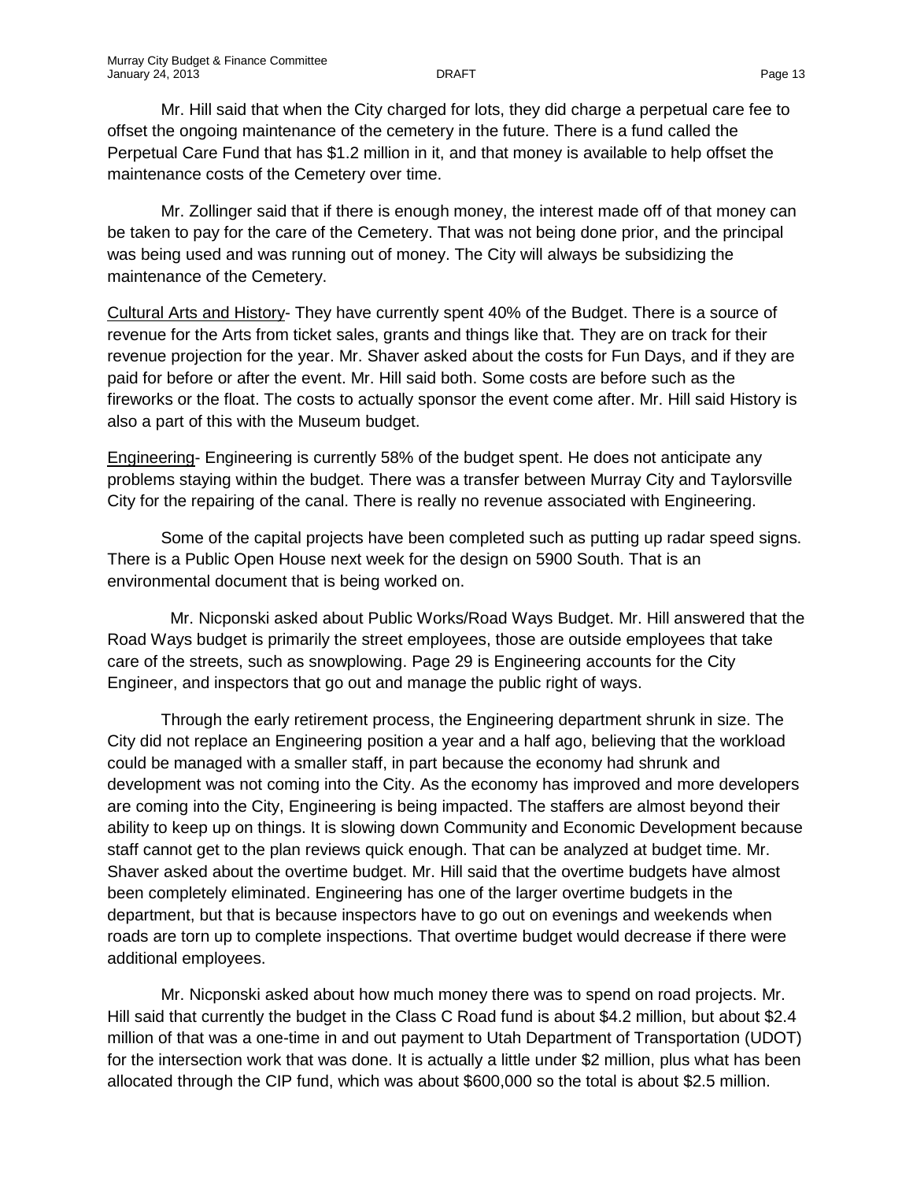Mr. Hill said that when the City charged for lots, they did charge a perpetual care fee to offset the ongoing maintenance of the cemetery in the future. There is a fund called the Perpetual Care Fund that has $1.2 million in it, and that money is available to help offset the maintenance costs of the Cemetery over time.

Mr. Zollinger said that if there is enough money, the interest made off of that money can be taken to pay for the care of the Cemetery. That was not being done prior, and the principal was being used and was running out of money. The City will always be subsidizing the maintenance of the Cemetery.

Cultural Arts and History- They have currently spent 40% of the Budget. There is a source of revenue for the Arts from ticket sales, grants and things like that. They are on track for their revenue projection for the year. Mr. Shaver asked about the costs for Fun Days, and if they are paid for before or after the event. Mr. Hill said both. Some costs are before such as the fireworks or the float. The costs to actually sponsor the event come after. Mr. Hill said History is also a part of this with the Museum budget.

Engineering- Engineering is currently 58% of the budget spent. He does not anticipate any problems staying within the budget. There was a transfer between Murray City and Taylorsville City for the repairing of the canal. There is really no revenue associated with Engineering.

Some of the capital projects have been completed such as putting up radar speed signs. There is a Public Open House next week for the design on 5900 South. That is an environmental document that is being worked on.

Mr. Nicponski asked about Public Works/Road Ways Budget. Mr. Hill answered that the Road Ways budget is primarily the street employees, those are outside employees that take care of the streets, such as snowplowing. Page 29 is Engineering accounts for the City Engineer, and inspectors that go out and manage the public right of ways.

Through the early retirement process, the Engineering department shrunk in size. The City did not replace an Engineering position a year and a half ago, believing that the workload could be managed with a smaller staff, in part because the economy had shrunk and development was not coming into the City. As the economy has improved and more developers are coming into the City, Engineering is being impacted. The staffers are almost beyond their ability to keep up on things. It is slowing down Community and Economic Development because staff cannot get to the plan reviews quick enough. That can be analyzed at budget time. Mr. Shaver asked about the overtime budget. Mr. Hill said that the overtime budgets have almost been completely eliminated. Engineering has one of the larger overtime budgets in the department, but that is because inspectors have to go out on evenings and weekends when roads are torn up to complete inspections. That overtime budget would decrease if there were additional employees.

Mr. Nicponski asked about how much money there was to spend on road projects. Mr. Hill said that currently the budget in the Class C Road fund is about $4.2 million, but about $2.4 million of that was a one-time in and out payment to Utah Department of Transportation (UDOT) for the intersection work that was done. It is actually a little under $2 million, plus what has been allocated through the CIP fund, which was about $600,000 so the total is about $2.5 million.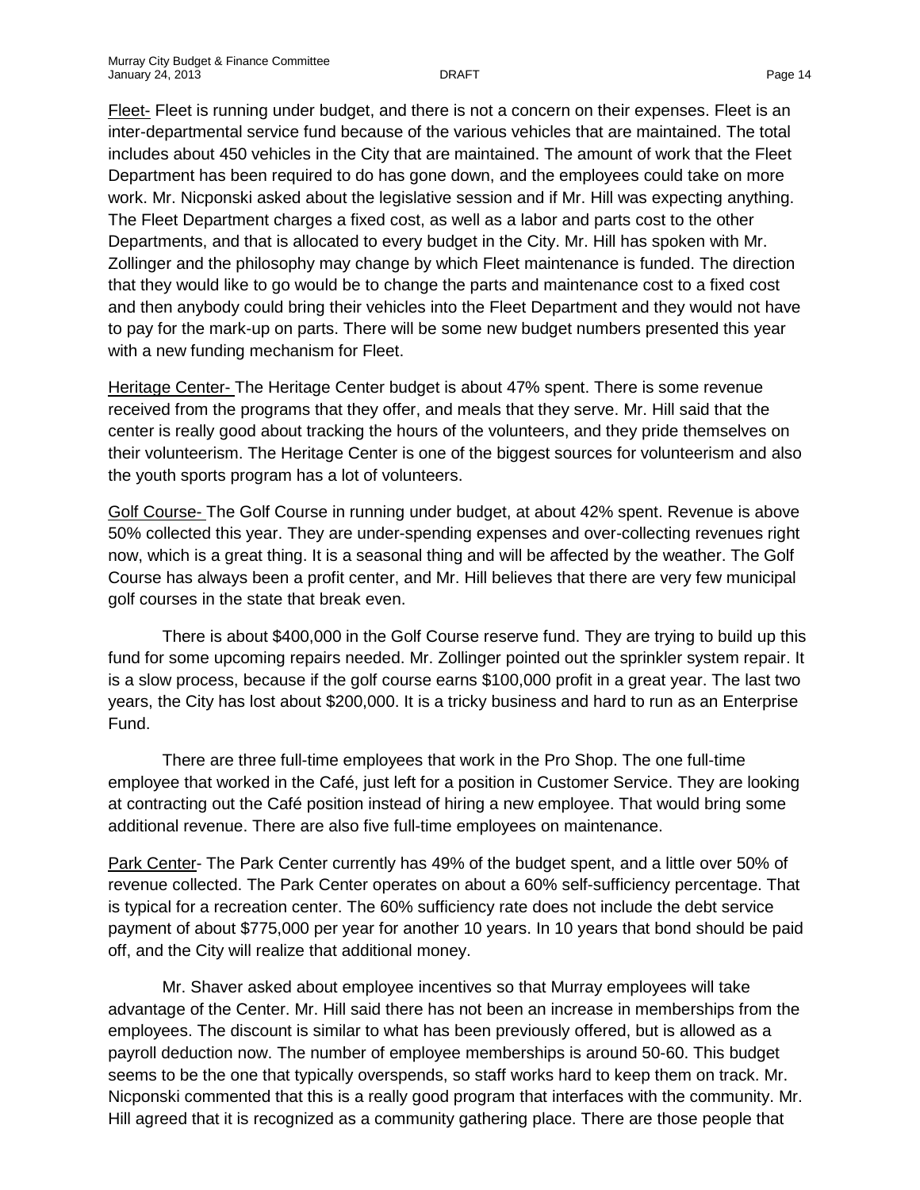<u>Fleet-</u> Fleet is running under budget, and there is not a concern on their expenses. Fleet is an inter-departmental service fund because of the various vehicles that are maintained. The total includes about 450 vehicles in the City that are maintained. The amount of work that the Fleet Department has been required to do has gone down, and the employees could take on more work. Mr. Nicponski asked about the legislative session and if Mr. Hill was expecting anything. The Fleet Department charges a fixed cost, as well as a labor and parts cost to the other Departments, and that is allocated to every budget in the City. Mr. Hill has spoken with Mr. Zollinger and the philosophy may change by which Fleet maintenance is funded. The direction that they would like to go would be to change the parts and maintenance cost to a fixed cost and then anybody could bring their vehicles into the Fleet Department and they would not have to pay for the mark-up on parts. There will be some new budget numbers presented this year with a new funding mechanism for Fleet.

<u>Heritage Center-</u> The Heritage Center budget is about 47% spent. There is some revenue received from the programs that they offer, and meals that they serve. Mr. Hill said that the center is really good about tracking the hours of the volunteers, and they pride themselves on their volunteerism. The Heritage Center is one of the biggest sources for volunteerism and also the youth sports program has a lot of volunteers.

<u>Golf Course-</u> The Golf Course in running under budget, at about 42% spent. Revenue is above 50% collected this year. They are under-spending expenses and over-collecting revenues right now, which is a great thing. It is a seasonal thing and will be affected by the weather. The Golf Course has always been a profit center, and Mr. Hill believes that there are very few municipal golf courses in the state that break even.

There is about $400,000 in the Golf Course reserve fund. They are trying to build up this fund for some upcoming repairs needed. Mr. Zollinger pointed out the sprinkler system repair. It is a slow process, because if the golf course earns $100,000 profit in a great year. The last two years, the City has lost about $200,000. It is a tricky business and hard to run as an Enterprise Fund.

There are three full-time employees that work in the Pro Shop. The one full-time employee that worked in the Café, just left for a position in Customer Service. They are looking at contracting out the Café position instead of hiring a new employee. That would bring some additional revenue. There are also five full-time employees on maintenance.

<u>Park Center</u>- The Park Center currently has 49% of the budget spent, and a little over 50% of revenue collected. The Park Center operates on about a 60% self-sufficiency percentage. That is typical for a recreation center. The 60% sufficiency rate does not include the debt service payment of about $775,000 per year for another 10 years. In 10 years that bond should be paid off, and the City will realize that additional money.

Mr. Shaver asked about employee incentives so that Murray employees will take advantage of the Center. Mr. Hill said there has not been an increase in memberships from the employees. The discount is similar to what has been previously offered, but is allowed as a payroll deduction now. The number of employee memberships is around 50-60. This budget seems to be the one that typically overspends, so staff works hard to keep them on track. Mr. Nicponski commented that this is a really good program that interfaces with the community. Mr. Hill agreed that it is recognized as a community gathering place. There are those people that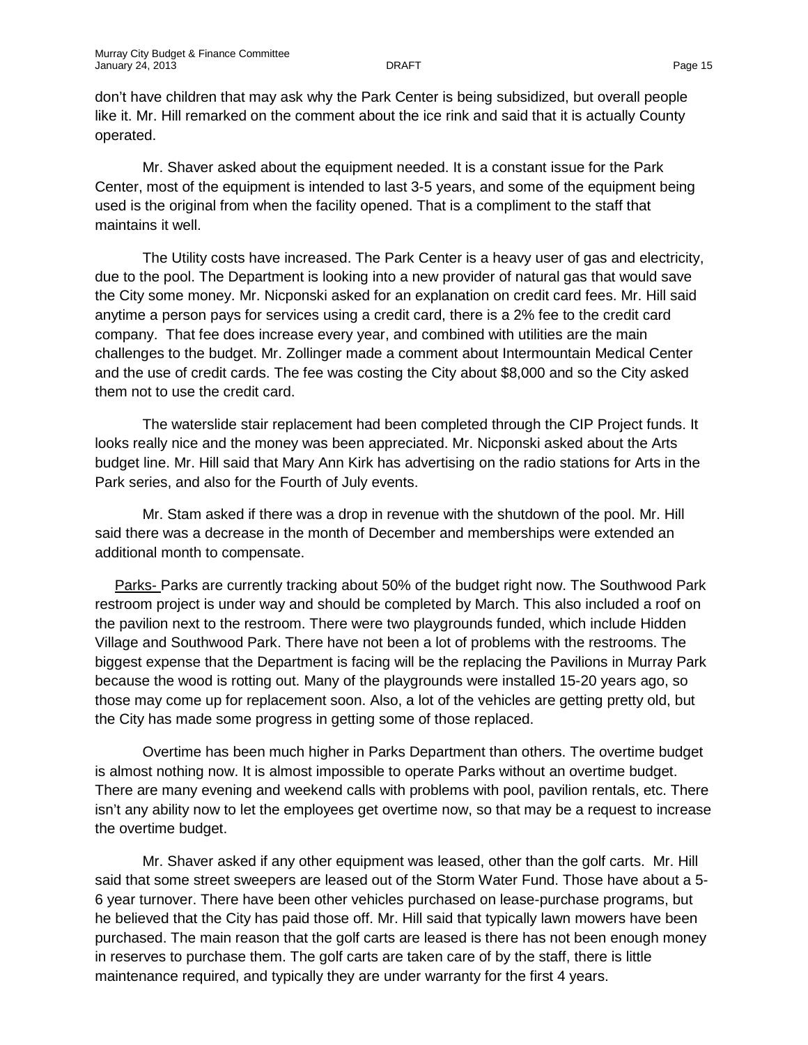don't have children that may ask why the Park Center is being subsidized, but overall people like it. Mr. Hill remarked on the comment about the ice rink and said that it is actually County operated.

Mr. Shaver asked about the equipment needed. It is a constant issue for the Park Center, most of the equipment is intended to last 3-5 years, and some of the equipment being used is the original from when the facility opened. That is a compliment to the staff that maintains it well.

The Utility costs have increased. The Park Center is a heavy user of gas and electricity, due to the pool. The Department is looking into a new provider of natural gas that would save the City some money. Mr. Nicponski asked for an explanation on credit card fees. Mr. Hill said anytime a person pays for services using a credit card, there is a 2% fee to the credit card company. That fee does increase every year, and combined with utilities are the main challenges to the budget. Mr. Zollinger made a comment about Intermountain Medical Center and the use of credit cards. The fee was costing the City about $8,000 and so the City asked them not to use the credit card.

The waterslide stair replacement had been completed through the CIP Project funds. It looks really nice and the money was been appreciated. Mr. Nicponski asked about the Arts budget line. Mr. Hill said that Mary Ann Kirk has advertising on the radio stations for Arts in the Park series, and also for the Fourth of July events.

Mr. Stam asked if there was a drop in revenue with the shutdown of the pool. Mr. Hill said there was a decrease in the month of December and memberships were extended an additional month to compensate.

<u>Parks-</u> Parks are currently tracking about 50% of the budget right now. The Southwood Park restroom project is under way and should be completed by March. This also included a roof on the pavilion next to the restroom. There were two playgrounds funded, which include Hidden Village and Southwood Park. There have not been a lot of problems with the restrooms. The biggest expense that the Department is facing will be the replacing the Pavilions in Murray Park because the wood is rotting out. Many of the playgrounds were installed 15-20 years ago, so those may come up for replacement soon. Also, a lot of the vehicles are getting pretty old, but the City has made some progress in getting some of those replaced.

Overtime has been much higher in Parks Department than others. The overtime budget is almost nothing now. It is almost impossible to operate Parks without an overtime budget. There are many evening and weekend calls with problems with pool, pavilion rentals, etc. There isn't any ability now to let the employees get overtime now, so that may be a request to increase the overtime budget.

Mr. Shaver asked if any other equipment was leased, other than the golf carts. Mr. Hill said that some street sweepers are leased out of the Storm Water Fund. Those have about a 5-6 year turnover. There have been other vehicles purchased on lease-purchase programs, but he believed that the City has paid those off. Mr. Hill said that typically lawn mowers have been purchased. The main reason that the golf carts are leased is there has not been enough money in reserves to purchase them. The golf carts are taken care of by the staff, there is little maintenance required, and typically they are under warranty for the first 4 years.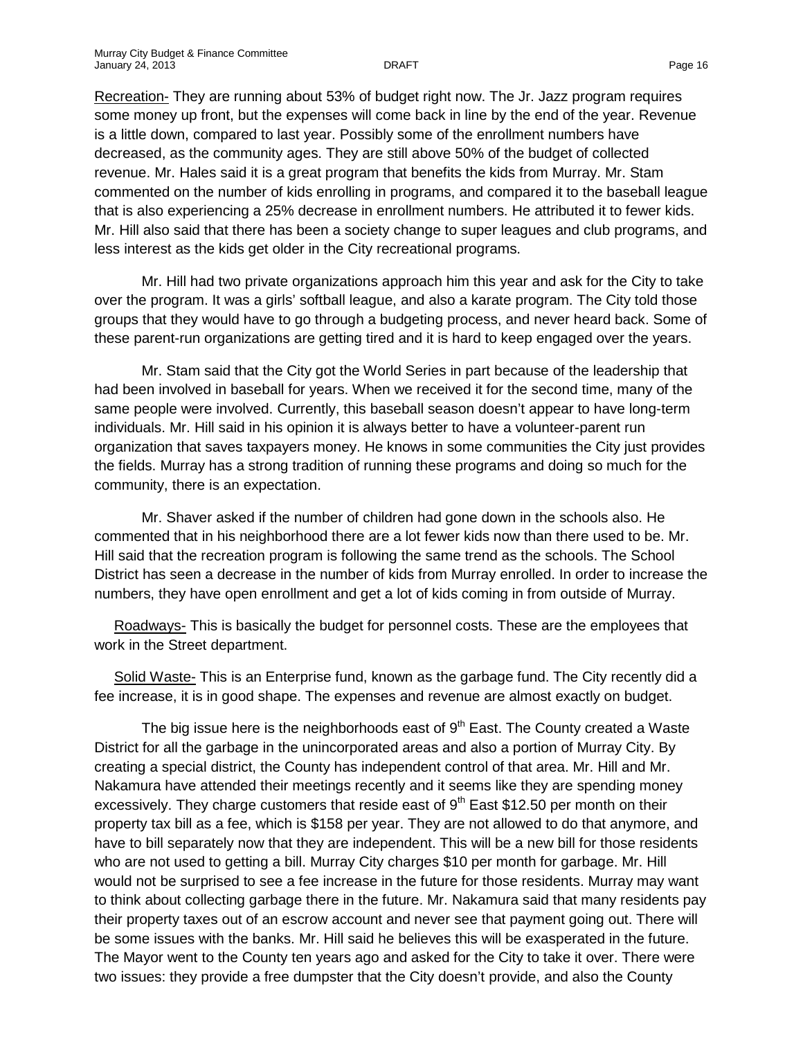Recreation- They are running about 53% of budget right now. The Jr. Jazz program requires some money up front, but the expenses will come back in line by the end of the year. Revenue is a little down, compared to last year. Possibly some of the enrollment numbers have decreased, as the community ages. They are still above 50% of the budget of collected revenue. Mr. Hales said it is a great program that benefits the kids from Murray. Mr. Stam commented on the number of kids enrolling in programs, and compared it to the baseball league that is also experiencing a 25% decrease in enrollment numbers. He attributed it to fewer kids. Mr. Hill also said that there has been a society change to super leagues and club programs, and less interest as the kids get older in the City recreational programs.

Mr. Hill had two private organizations approach him this year and ask for the City to take over the program. It was a girls' softball league, and also a karate program. The City told those groups that they would have to go through a budgeting process, and never heard back. Some of these parent-run organizations are getting tired and it is hard to keep engaged over the years.

Mr. Stam said that the City got the World Series in part because of the leadership that had been involved in baseball for years. When we received it for the second time, many of the same people were involved. Currently, this baseball season doesn't appear to have long-term individuals. Mr. Hill said in his opinion it is always better to have a volunteer-parent run organization that saves taxpayers money. He knows in some communities the City just provides the fields. Murray has a strong tradition of running these programs and doing so much for the community, there is an expectation.

Mr. Shaver asked if the number of children had gone down in the schools also. He commented that in his neighborhood there are a lot fewer kids now than there used to be. Mr. Hill said that the recreation program is following the same trend as the schools. The School District has seen a decrease in the number of kids from Murray enrolled. In order to increase the numbers, they have open enrollment and get a lot of kids coming in from outside of Murray.

Roadways- This is basically the budget for personnel costs. These are the employees that work in the Street department.

Solid Waste- This is an Enterprise fund, known as the garbage fund. The City recently did a fee increase, it is in good shape. The expenses and revenue are almost exactly on budget.

The big issue here is the neighborhoods east of 9th East. The County created a Waste District for all the garbage in the unincorporated areas and also a portion of Murray City. By creating a special district, the County has independent control of that area. Mr. Hill and Mr. Nakamura have attended their meetings recently and it seems like they are spending money excessively. They charge customers that reside east of 9th East \$12.50 per month on their property tax bill as a fee, which is \$158 per year. They are not allowed to do that anymore, and have to bill separately now that they are independent. This will be a new bill for those residents who are not used to getting a bill. Murray City charges \$10 per month for garbage. Mr. Hill would not be surprised to see a fee increase in the future for those residents. Murray may want to think about collecting garbage there in the future. Mr. Nakamura said that many residents pay their property taxes out of an escrow account and never see that payment going out. There will be some issues with the banks. Mr. Hill said he believes this will be exasperated in the future. The Mayor went to the County ten years ago and asked for the City to take it over. There were two issues: they provide a free dumpster that the City doesn't provide, and also the County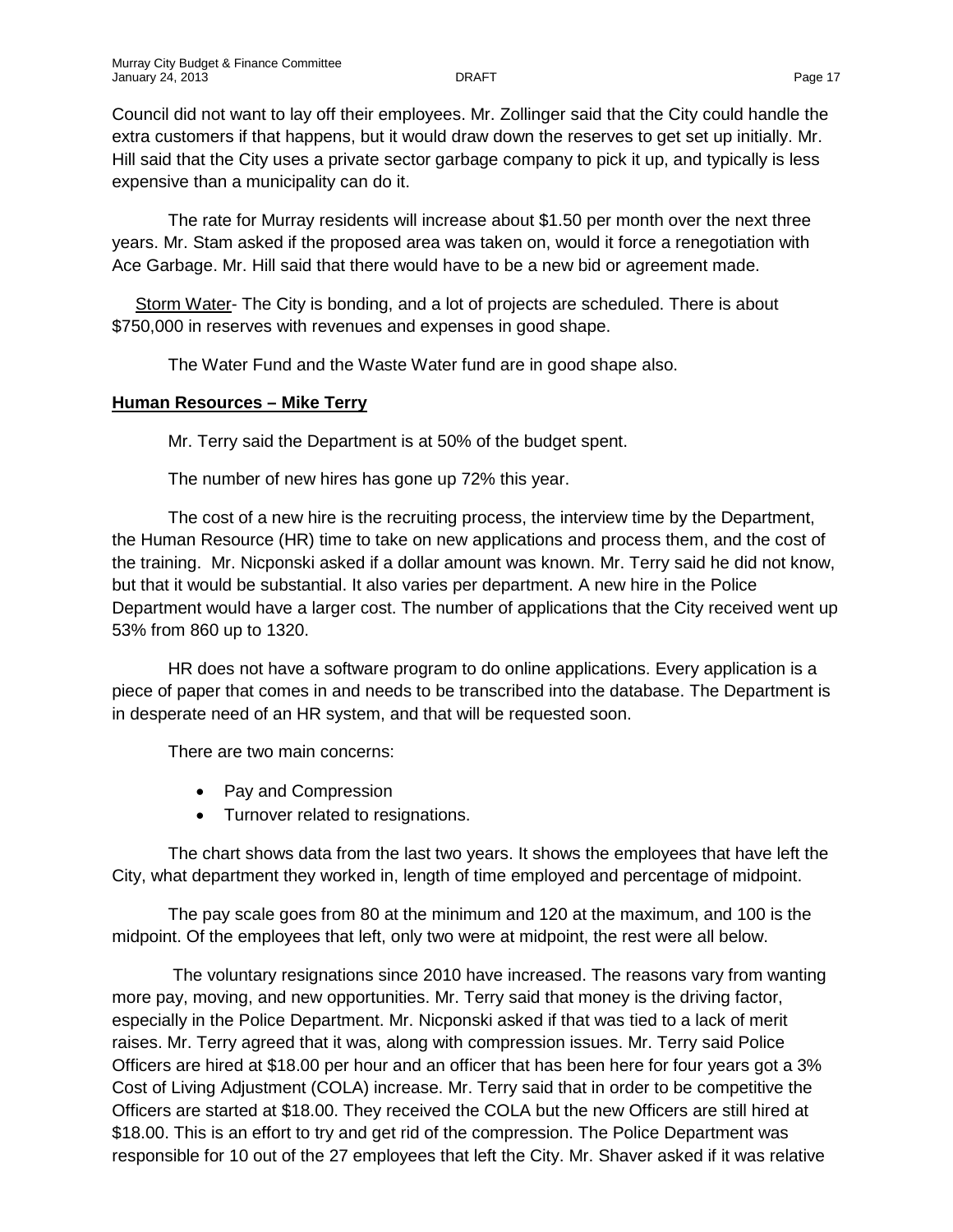Council did not want to lay off their employees. Mr. Zollinger said that the City could handle the extra customers if that happens, but it would draw down the reserves to get set up initially. Mr. Hill said that the City uses a private sector garbage company to pick it up, and typically is less expensive than a municipality can do it.

The rate for Murray residents will increase about $1.50 per month over the next three years. Mr. Stam asked if the proposed area was taken on, would it force a renegotiation with Ace Garbage. Mr. Hill said that there would have to be a new bid or agreement made.

Storm Water- The City is bonding, and a lot of projects are scheduled. There is about $750,000 in reserves with revenues and expenses in good shape.

The Water Fund and the Waste Water fund are in good shape also.

**Human Resources – Mike Terry**

Mr. Terry said the Department is at 50% of the budget spent.

The number of new hires has gone up 72% this year.

The cost of a new hire is the recruiting process, the interview time by the Department, the Human Resource (HR) time to take on new applications and process them, and the cost of the training. Mr. Nicponski asked if a dollar amount was known. Mr. Terry said he did not know, but that it would be substantial. It also varies per department. A new hire in the Police Department would have a larger cost. The number of applications that the City received went up 53% from 860 up to 1320.

HR does not have a software program to do online applications. Every application is a piece of paper that comes in and needs to be transcribed into the database. The Department is in desperate need of an HR system, and that will be requested soon.

There are two main concerns:

- Pay and Compression
- Turnover related to resignations.

The chart shows data from the last two years. It shows the employees that have left the City, what department they worked in, length of time employed and percentage of midpoint.

The pay scale goes from 80 at the minimum and 120 at the maximum, and 100 is the midpoint. Of the employees that left, only two were at midpoint, the rest were all below.

The voluntary resignations since 2010 have increased. The reasons vary from wanting more pay, moving, and new opportunities. Mr. Terry said that money is the driving factor, especially in the Police Department. Mr. Nicponski asked if that was tied to a lack of merit raises. Mr. Terry agreed that it was, along with compression issues. Mr. Terry said Police Officers are hired at $18.00 per hour and an officer that has been here for four years got a 3% Cost of Living Adjustment (COLA) increase. Mr. Terry said that in order to be competitive the Officers are started at $18.00. They received the COLA but the new Officers are still hired at $18.00. This is an effort to try and get rid of the compression. The Police Department was responsible for 10 out of the 27 employees that left the City. Mr. Shaver asked if it was relative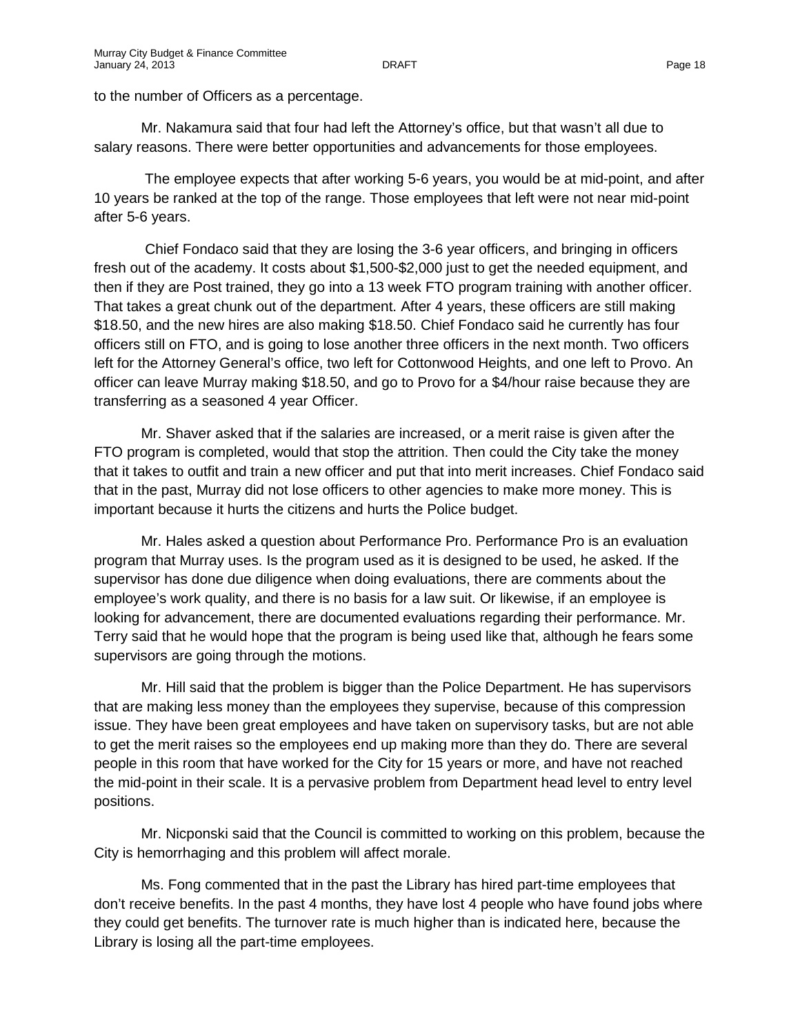to the number of Officers as a percentage.

Mr. Nakamura said that four had left the Attorney's office, but that wasn't all due to salary reasons. There were better opportunities and advancements for those employees.

The employee expects that after working 5-6 years, you would be at mid-point, and after 10 years be ranked at the top of the range. Those employees that left were not near mid-point after 5-6 years.

Chief Fondaco said that they are losing the 3-6 year officers, and bringing in officers fresh out of the academy. It costs about $1,500-$2,000 just to get the needed equipment, and then if they are Post trained, they go into a 13 week FTO program training with another officer. That takes a great chunk out of the department. After 4 years, these officers are still making $18.50, and the new hires are also making $18.50. Chief Fondaco said he currently has four officers still on FTO, and is going to lose another three officers in the next month. Two officers left for the Attorney General's office, two left for Cottonwood Heights, and one left to Provo. An officer can leave Murray making $18.50, and go to Provo for a $4/hour raise because they are transferring as a seasoned 4 year Officer.

Mr. Shaver asked that if the salaries are increased, or a merit raise is given after the FTO program is completed, would that stop the attrition. Then could the City take the money that it takes to outfit and train a new officer and put that into merit increases. Chief Fondaco said that in the past, Murray did not lose officers to other agencies to make more money. This is important because it hurts the citizens and hurts the Police budget.

Mr. Hales asked a question about Performance Pro. Performance Pro is an evaluation program that Murray uses. Is the program used as it is designed to be used, he asked. If the supervisor has done due diligence when doing evaluations, there are comments about the employee's work quality, and there is no basis for a law suit. Or likewise, if an employee is looking for advancement, there are documented evaluations regarding their performance. Mr. Terry said that he would hope that the program is being used like that, although he fears some supervisors are going through the motions.

Mr. Hill said that the problem is bigger than the Police Department. He has supervisors that are making less money than the employees they supervise, because of this compression issue. They have been great employees and have taken on supervisory tasks, but are not able to get the merit raises so the employees end up making more than they do. There are several people in this room that have worked for the City for 15 years or more, and have not reached the mid-point in their scale. It is a pervasive problem from Department head level to entry level positions.

Mr. Nicponski said that the Council is committed to working on this problem, because the City is hemorrhaging and this problem will affect morale.

Ms. Fong commented that in the past the Library has hired part-time employees that don't receive benefits. In the past 4 months, they have lost 4 people who have found jobs where they could get benefits. The turnover rate is much higher than is indicated here, because the Library is losing all the part-time employees.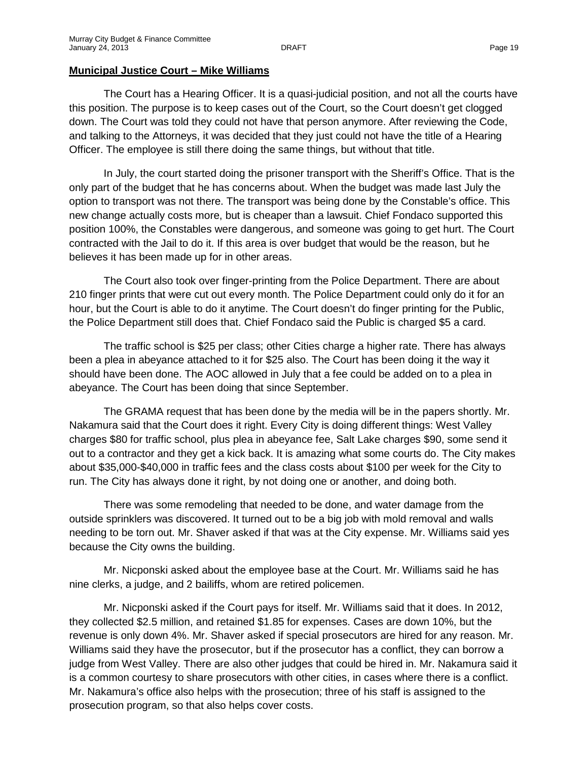**Municipal Justice Court – Mike Williams**

The Court has a Hearing Officer. It is a quasi-judicial position, and not all the courts have this position. The purpose is to keep cases out of the Court, so the Court doesn't get clogged down. The Court was told they could not have that person anymore. After reviewing the Code, and talking to the Attorneys, it was decided that they just could not have the title of a Hearing Officer. The employee is still there doing the same things, but without that title.

In July, the court started doing the prisoner transport with the Sheriff's Office. That is the only part of the budget that he has concerns about. When the budget was made last July the option to transport was not there. The transport was being done by the Constable's office. This new change actually costs more, but is cheaper than a lawsuit. Chief Fondaco supported this position 100%, the Constables were dangerous, and someone was going to get hurt. The Court contracted with the Jail to do it. If this area is over budget that would be the reason, but he believes it has been made up for in other areas.

The Court also took over finger-printing from the Police Department. There are about 210 finger prints that were cut out every month. The Police Department could only do it for an hour, but the Court is able to do it anytime. The Court doesn't do finger printing for the Public, the Police Department still does that. Chief Fondaco said the Public is charged $5 a card.

The traffic school is $25 per class; other Cities charge a higher rate. There has always been a plea in abeyance attached to it for $25 also. The Court has been doing it the way it should have been done. The AOC allowed in July that a fee could be added on to a plea in abeyance. The Court has been doing that since September.

The GRAMA request that has been done by the media will be in the papers shortly. Mr. Nakamura said that the Court does it right. Every City is doing different things: West Valley charges $80 for traffic school, plus plea in abeyance fee, Salt Lake charges $90, some send it out to a contractor and they get a kick back. It is amazing what some courts do. The City makes about $35,000-$40,000 in traffic fees and the class costs about $100 per week for the City to run. The City has always done it right, by not doing one or another, and doing both.

There was some remodeling that needed to be done, and water damage from the outside sprinklers was discovered. It turned out to be a big job with mold removal and walls needing to be torn out. Mr. Shaver asked if that was at the City expense. Mr. Williams said yes because the City owns the building.

Mr. Nicponski asked about the employee base at the Court. Mr. Williams said he has nine clerks, a judge, and 2 bailiffs, whom are retired policemen.

Mr. Nicponski asked if the Court pays for itself. Mr. Williams said that it does. In 2012, they collected $2.5 million, and retained $1.85 for expenses. Cases are down 10%, but the revenue is only down 4%. Mr. Shaver asked if special prosecutors are hired for any reason. Mr. Williams said they have the prosecutor, but if the prosecutor has a conflict, they can borrow a judge from West Valley. There are also other judges that could be hired in. Mr. Nakamura said it is a common courtesy to share prosecutors with other cities, in cases where there is a conflict. Mr. Nakamura's office also helps with the prosecution; three of his staff is assigned to the prosecution program, so that also helps cover costs.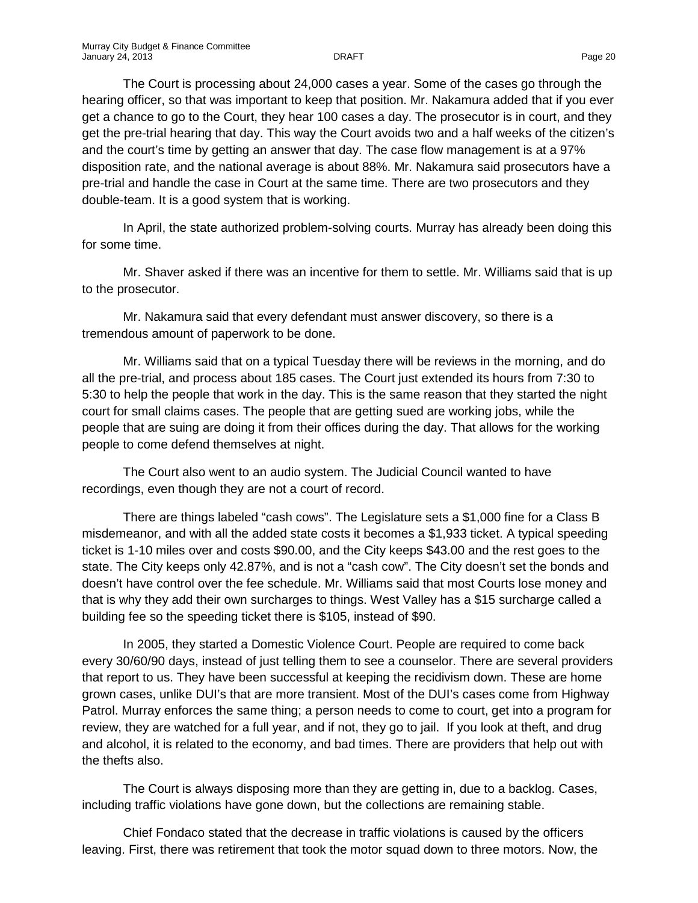The Court is processing about 24,000 cases a year. Some of the cases go through the hearing officer, so that was important to keep that position. Mr. Nakamura added that if you ever get a chance to go to the Court, they hear 100 cases a day. The prosecutor is in court, and they get the pre-trial hearing that day. This way the Court avoids two and a half weeks of the citizen's and the court's time by getting an answer that day. The case flow management is at a 97% disposition rate, and the national average is about 88%. Mr. Nakamura said prosecutors have a pre-trial and handle the case in Court at the same time. There are two prosecutors and they double-team. It is a good system that is working.

In April, the state authorized problem-solving courts. Murray has already been doing this for some time.

Mr. Shaver asked if there was an incentive for them to settle. Mr. Williams said that is up to the prosecutor.

Mr. Nakamura said that every defendant must answer discovery, so there is a tremendous amount of paperwork to be done.

Mr. Williams said that on a typical Tuesday there will be reviews in the morning, and do all the pre-trial, and process about 185 cases. The Court just extended its hours from 7:30 to 5:30 to help the people that work in the day. This is the same reason that they started the night court for small claims cases. The people that are getting sued are working jobs, while the people that are suing are doing it from their offices during the day. That allows for the working people to come defend themselves at night.

The Court also went to an audio system. The Judicial Council wanted to have recordings, even though they are not a court of record.

There are things labeled "cash cows". The Legislature sets a $1,000 fine for a Class B misdemeanor, and with all the added state costs it becomes a $1,933 ticket. A typical speeding ticket is 1-10 miles over and costs $90.00, and the City keeps $43.00 and the rest goes to the state. The City keeps only 42.87%, and is not a "cash cow". The City doesn't set the bonds and doesn't have control over the fee schedule. Mr. Williams said that most Courts lose money and that is why they add their own surcharges to things. West Valley has a $15 surcharge called a building fee so the speeding ticket there is $105, instead of $90.

In 2005, they started a Domestic Violence Court. People are required to come back every 30/60/90 days, instead of just telling them to see a counselor. There are several providers that report to us. They have been successful at keeping the recidivism down. These are home grown cases, unlike DUI's that are more transient. Most of the DUI's cases come from Highway Patrol. Murray enforces the same thing; a person needs to come to court, get into a program for review, they are watched for a full year, and if not, they go to jail. If you look at theft, and drug and alcohol, it is related to the economy, and bad times. There are providers that help out with the thefts also.

The Court is always disposing more than they are getting in, due to a backlog. Cases, including traffic violations have gone down, but the collections are remaining stable.

Chief Fondaco stated that the decrease in traffic violations is caused by the officers leaving. First, there was retirement that took the motor squad down to three motors. Now, the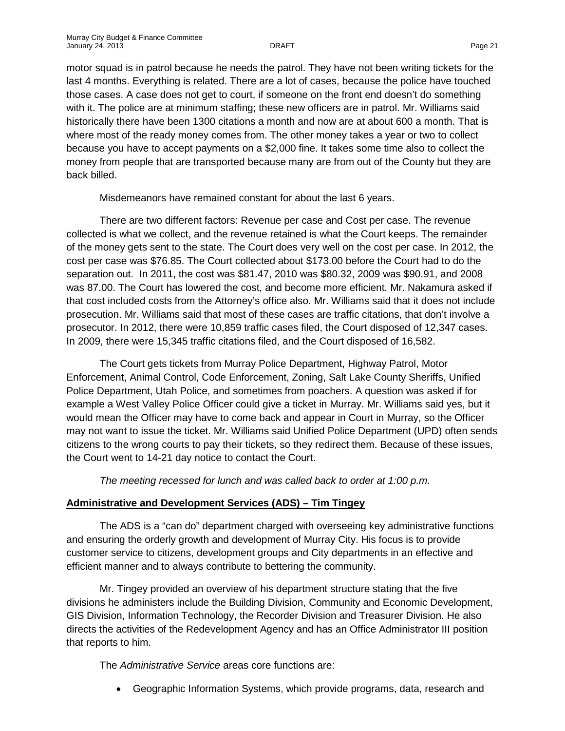motor squad is in patrol because he needs the patrol. They have not been writing tickets for the last 4 months. Everything is related. There are a lot of cases, because the police have touched those cases. A case does not get to court, if someone on the front end doesn't do something with it. The police are at minimum staffing; these new officers are in patrol. Mr. Williams said historically there have been 1300 citations a month and now are at about 600 a month. That is where most of the ready money comes from. The other money takes a year or two to collect because you have to accept payments on a $2,000 fine. It takes some time also to collect the money from people that are transported because many are from out of the County but they are back billed.

Misdemeanors have remained constant for about the last 6 years.

There are two different factors: Revenue per case and Cost per case. The revenue collected is what we collect, and the revenue retained is what the Court keeps. The remainder of the money gets sent to the state. The Court does very well on the cost per case. In 2012, the cost per case was $76.85. The Court collected about $173.00 before the Court had to do the separation out. In 2011, the cost was $81.47, 2010 was $80.32, 2009 was $90.91, and 2008 was 87.00. The Court has lowered the cost, and become more efficient. Mr. Nakamura asked if that cost included costs from the Attorney's office also. Mr. Williams said that it does not include prosecution. Mr. Williams said that most of these cases are traffic citations, that don't involve a prosecutor. In 2012, there were 10,859 traffic cases filed, the Court disposed of 12,347 cases. In 2009, there were 15,345 traffic citations filed, and the Court disposed of 16,582.

The Court gets tickets from Murray Police Department, Highway Patrol, Motor Enforcement, Animal Control, Code Enforcement, Zoning, Salt Lake County Sheriffs, Unified Police Department, Utah Police, and sometimes from poachers. A question was asked if for example a West Valley Police Officer could give a ticket in Murray. Mr. Williams said yes, but it would mean the Officer may have to come back and appear in Court in Murray, so the Officer may not want to issue the ticket. Mr. Williams said Unified Police Department (UPD) often sends citizens to the wrong courts to pay their tickets, so they redirect them. Because of these issues, the Court went to 14-21 day notice to contact the Court.

*The meeting recessed for lunch and was called back to order at 1:00 p.m.*

**Administrative and Development Services (ADS) – Tim Tingey**

The ADS is a "can do" department charged with overseeing key administrative functions and ensuring the orderly growth and development of Murray City. His focus is to provide customer service to citizens, development groups and City departments in an effective and efficient manner and to always contribute to bettering the community.

Mr. Tingey provided an overview of his department structure stating that the five divisions he administers include the Building Division, Community and Economic Development, GIS Division, Information Technology, the Recorder Division and Treasurer Division. He also directs the activities of the Redevelopment Agency and has an Office Administrator III position that reports to him.

The *Administrative Service* areas core functions are:

- Geographic Information Systems, which provide programs, data, research and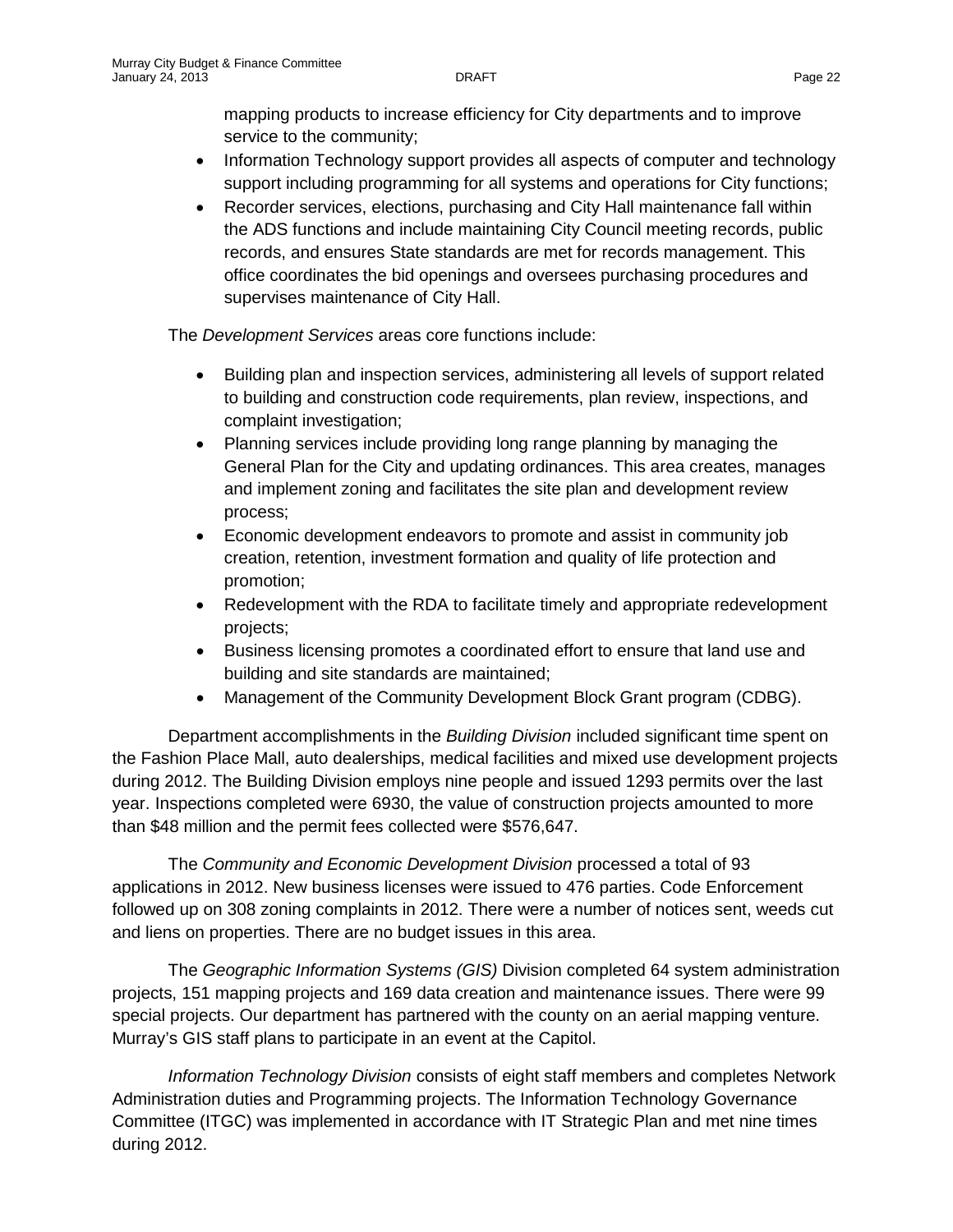mapping products to increase efficiency for City departments and to improve service to the community;

- Information Technology support provides all aspects of computer and technology support including programming for all systems and operations for City functions;
- Recorder services, elections, purchasing and City Hall maintenance fall within the ADS functions and include maintaining City Council meeting records, public records, and ensures State standards are met for records management. This office coordinates the bid openings and oversees purchasing procedures and supervises maintenance of City Hall.

The *Development Services* areas core functions include:

- Building plan and inspection services, administering all levels of support related to building and construction code requirements, plan review, inspections, and complaint investigation;
- Planning services include providing long range planning by managing the General Plan for the City and updating ordinances. This area creates, manages and implement zoning and facilitates the site plan and development review process;
- Economic development endeavors to promote and assist in community job creation, retention, investment formation and quality of life protection and promotion;
- Redevelopment with the RDA to facilitate timely and appropriate redevelopment projects;
- Business licensing promotes a coordinated effort to ensure that land use and building and site standards are maintained;
- Management of the Community Development Block Grant program (CDBG).

Department accomplishments in the *Building Division* included significant time spent on the Fashion Place Mall, auto dealerships, medical facilities and mixed use development projects during 2012. The Building Division employs nine people and issued 1293 permits over the last year. Inspections completed were 6930, the value of construction projects amounted to more than $48 million and the permit fees collected were $576,647.

The *Community and Economic Development Division* processed a total of 93 applications in 2012. New business licenses were issued to 476 parties. Code Enforcement followed up on 308 zoning complaints in 2012. There were a number of notices sent, weeds cut and liens on properties. There are no budget issues in this area.

The *Geographic Information Systems (GIS)* Division completed 64 system administration projects, 151 mapping projects and 169 data creation and maintenance issues. There were 99 special projects. Our department has partnered with the county on an aerial mapping venture. Murray's GIS staff plans to participate in an event at the Capitol.

*Information Technology Division* consists of eight staff members and completes Network Administration duties and Programming projects. The Information Technology Governance Committee (ITGC) was implemented in accordance with IT Strategic Plan and met nine times during 2012.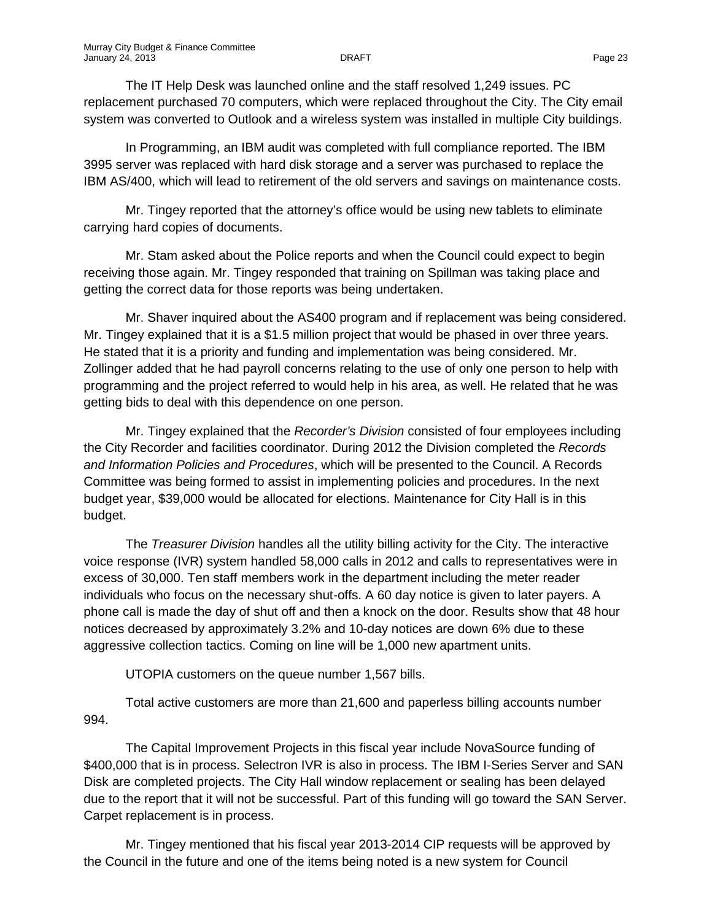The IT Help Desk was launched online and the staff resolved 1,249 issues. PC replacement purchased 70 computers, which were replaced throughout the City. The City email system was converted to Outlook and a wireless system was installed in multiple City buildings.

In Programming, an IBM audit was completed with full compliance reported. The IBM 3995 server was replaced with hard disk storage and a server was purchased to replace the IBM AS/400, which will lead to retirement of the old servers and savings on maintenance costs.

Mr. Tingey reported that the attorney's office would be using new tablets to eliminate carrying hard copies of documents.

Mr. Stam asked about the Police reports and when the Council could expect to begin receiving those again. Mr. Tingey responded that training on Spillman was taking place and getting the correct data for those reports was being undertaken.

Mr. Shaver inquired about the AS400 program and if replacement was being considered. Mr. Tingey explained that it is a $1.5 million project that would be phased in over three years. He stated that it is a priority and funding and implementation was being considered. Mr. Zollinger added that he had payroll concerns relating to the use of only one person to help with programming and the project referred to would help in his area, as well. He related that he was getting bids to deal with this dependence on one person.

Mr. Tingey explained that the *Recorder's Division* consisted of four employees including the City Recorder and facilities coordinator. During 2012 the Division completed the *Records and Information Policies and Procedures*, which will be presented to the Council. A Records Committee was being formed to assist in implementing policies and procedures. In the next budget year, $39,000 would be allocated for elections. Maintenance for City Hall is in this budget.

The *Treasurer Division* handles all the utility billing activity for the City. The interactive voice response (IVR) system handled 58,000 calls in 2012 and calls to representatives were in excess of 30,000. Ten staff members work in the department including the meter reader individuals who focus on the necessary shut-offs. A 60 day notice is given to later payers. A phone call is made the day of shut off and then a knock on the door. Results show that 48 hour notices decreased by approximately 3.2% and 10-day notices are down 6% due to these aggressive collection tactics. Coming on line will be 1,000 new apartment units.

UTOPIA customers on the queue number 1,567 bills.

Total active customers are more than 21,600 and paperless billing accounts number 994.

The Capital Improvement Projects in this fiscal year include NovaSource funding of $400,000 that is in process. Selectron IVR is also in process. The IBM I-Series Server and SAN Disk are completed projects. The City Hall window replacement or sealing has been delayed due to the report that it will not be successful. Part of this funding will go toward the SAN Server. Carpet replacement is in process.

Mr. Tingey mentioned that his fiscal year 2013-2014 CIP requests will be approved by the Council in the future and one of the items being noted is a new system for Council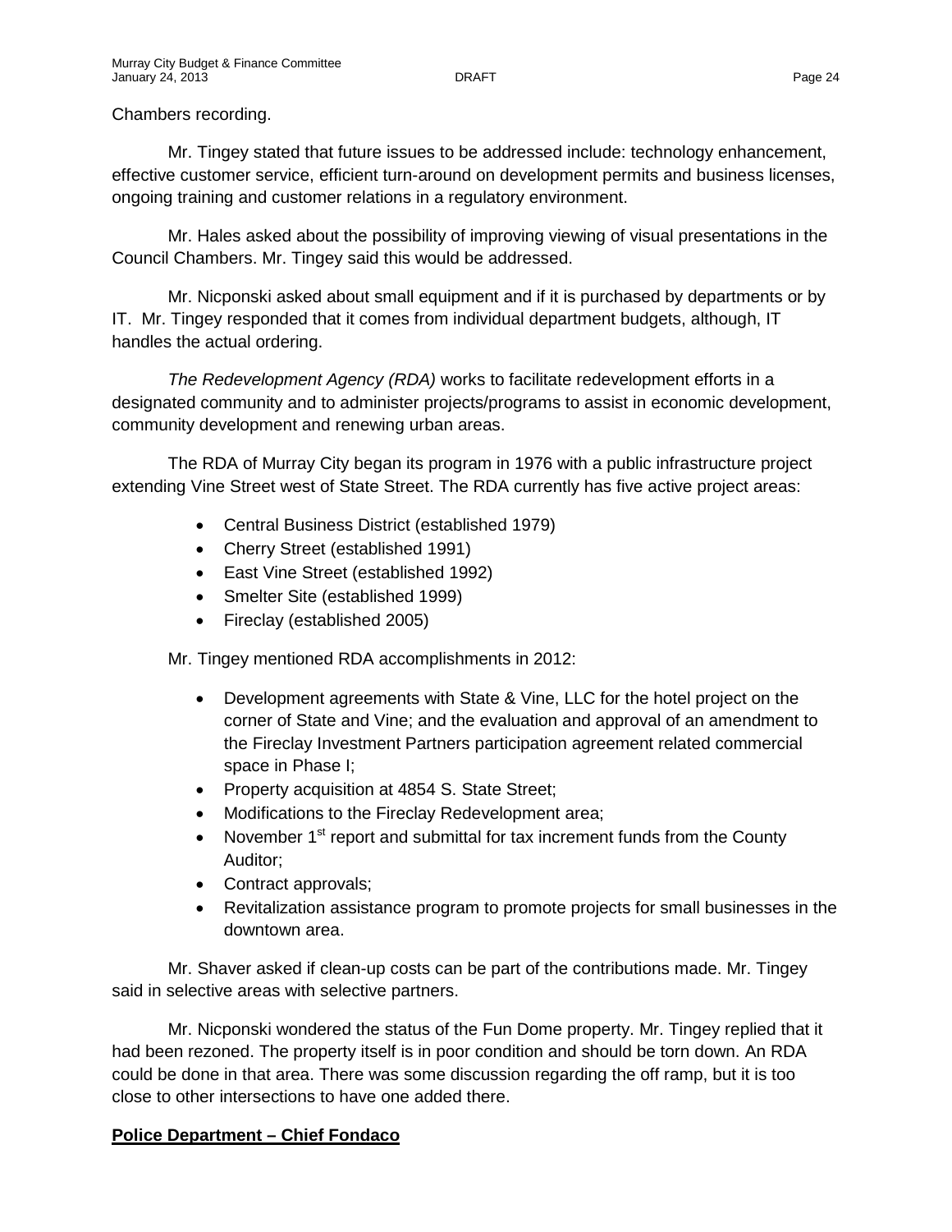Chambers recording.

Mr. Tingey stated that future issues to be addressed include: technology enhancement, effective customer service, efficient turn-around on development permits and business licenses, ongoing training and customer relations in a regulatory environment.

Mr. Hales asked about the possibility of improving viewing of visual presentations in the Council Chambers. Mr. Tingey said this would be addressed.

Mr. Nicponski asked about small equipment and if it is purchased by departments or by IT. Mr. Tingey responded that it comes from individual department budgets, although, IT handles the actual ordering.

*The Redevelopment Agency (RDA)* works to facilitate redevelopment efforts in a designated community and to administer projects/programs to assist in economic development, community development and renewing urban areas.

The RDA of Murray City began its program in 1976 with a public infrastructure project extending Vine Street west of State Street. The RDA currently has five active project areas:

- Central Business District (established 1979)
- Cherry Street (established 1991)
- East Vine Street (established 1992)
- Smelter Site (established 1999)
- Fireclay (established 2005)

Mr. Tingey mentioned RDA accomplishments in 2012:

- Development agreements with State & Vine, LLC for the hotel project on the corner of State and Vine; and the evaluation and approval of an amendment to the Fireclay Investment Partners participation agreement related commercial space in Phase I;
- Property acquisition at 4854 S. State Street;
- Modifications to the Fireclay Redevelopment area;
- November 1st report and submittal for tax increment funds from the County Auditor;
- Contract approvals;
- Revitalization assistance program to promote projects for small businesses in the downtown area.

Mr. Shaver asked if clean-up costs can be part of the contributions made. Mr. Tingey said in selective areas with selective partners.

Mr. Nicponski wondered the status of the Fun Dome property. Mr. Tingey replied that it had been rezoned. The property itself is in poor condition and should be torn down. An RDA could be done in that area. There was some discussion regarding the off ramp, but it is too close to other intersections to have one added there.

**Police Department – Chief Fondaco**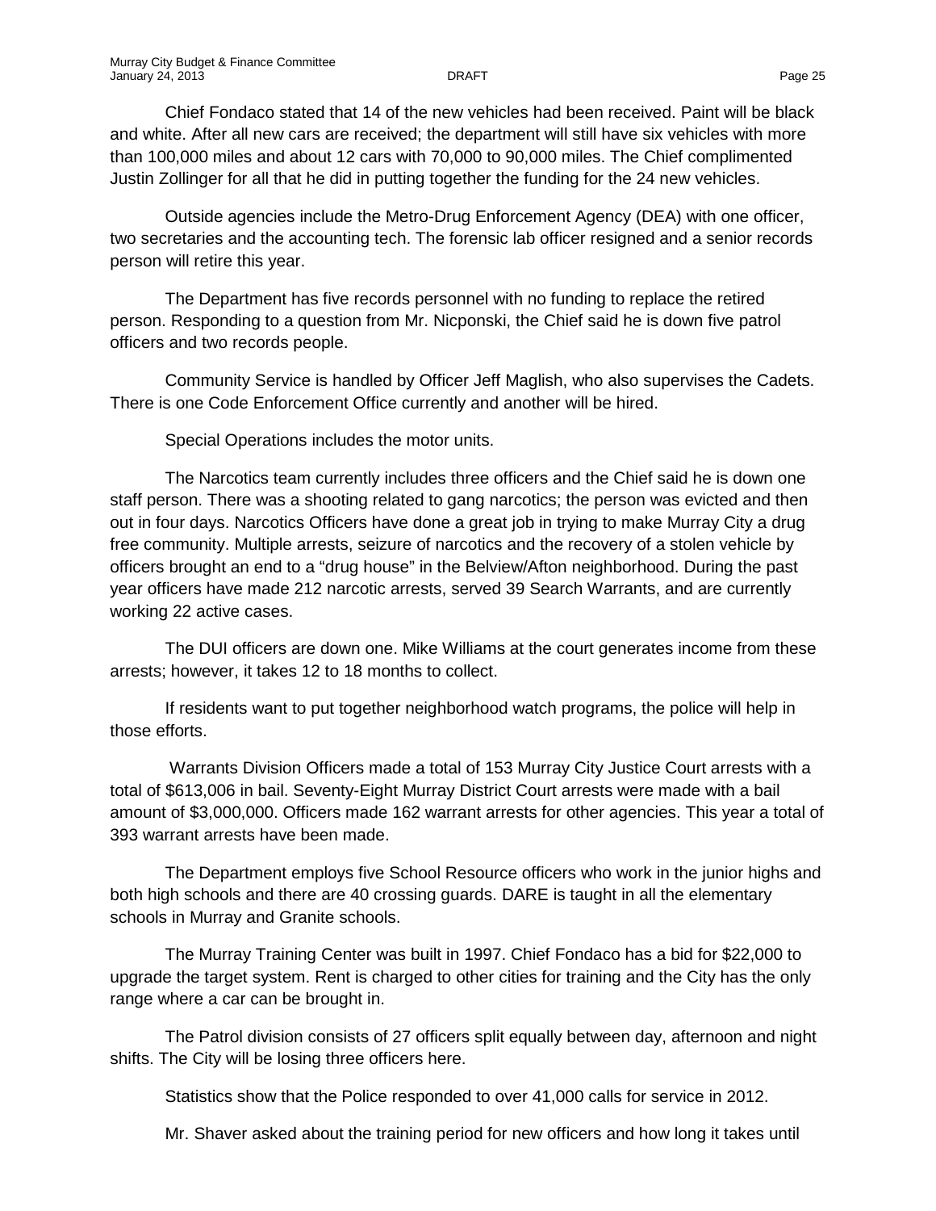Chief Fondaco stated that 14 of the new vehicles had been received. Paint will be black and white. After all new cars are received; the department will still have six vehicles with more than 100,000 miles and about 12 cars with 70,000 to 90,000 miles. The Chief complimented Justin Zollinger for all that he did in putting together the funding for the 24 new vehicles.

Outside agencies include the Metro-Drug Enforcement Agency (DEA) with one officer, two secretaries and the accounting tech. The forensic lab officer resigned and a senior records person will retire this year.

The Department has five records personnel with no funding to replace the retired person. Responding to a question from Mr. Nicponski, the Chief said he is down five patrol officers and two records people.

Community Service is handled by Officer Jeff Maglish, who also supervises the Cadets. There is one Code Enforcement Office currently and another will be hired.

Special Operations includes the motor units.

The Narcotics team currently includes three officers and the Chief said he is down one staff person. There was a shooting related to gang narcotics; the person was evicted and then out in four days. Narcotics Officers have done a great job in trying to make Murray City a drug free community. Multiple arrests, seizure of narcotics and the recovery of a stolen vehicle by officers brought an end to a "drug house" in the Belview/Afton neighborhood. During the past year officers have made 212 narcotic arrests, served 39 Search Warrants, and are currently working 22 active cases.

The DUI officers are down one. Mike Williams at the court generates income from these arrests; however, it takes 12 to 18 months to collect.

If residents want to put together neighborhood watch programs, the police will help in those efforts.

Warrants Division Officers made a total of 153 Murray City Justice Court arrests with a total of $613,006 in bail. Seventy-Eight Murray District Court arrests were made with a bail amount of $3,000,000. Officers made 162 warrant arrests for other agencies. This year a total of 393 warrant arrests have been made.

The Department employs five School Resource officers who work in the junior highs and both high schools and there are 40 crossing guards. DARE is taught in all the elementary schools in Murray and Granite schools.

The Murray Training Center was built in 1997. Chief Fondaco has a bid for $22,000 to upgrade the target system. Rent is charged to other cities for training and the City has the only range where a car can be brought in.

The Patrol division consists of 27 officers split equally between day, afternoon and night shifts. The City will be losing three officers here.

Statistics show that the Police responded to over 41,000 calls for service in 2012.

Mr. Shaver asked about the training period for new officers and how long it takes until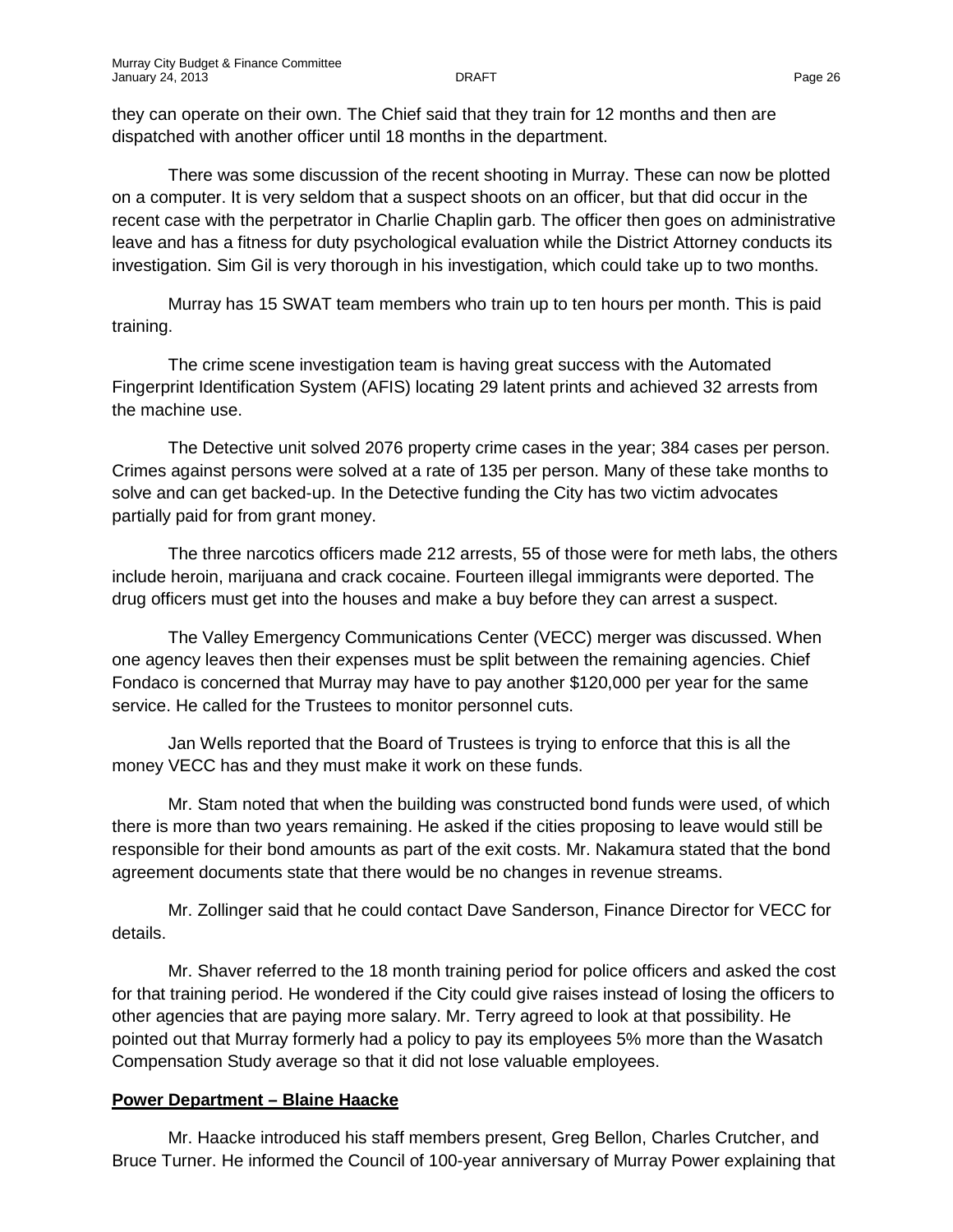they can operate on their own. The Chief said that they train for 12 months and then are dispatched with another officer until 18 months in the department.

There was some discussion of the recent shooting in Murray. These can now be plotted on a computer. It is very seldom that a suspect shoots on an officer, but that did occur in the recent case with the perpetrator in Charlie Chaplin garb. The officer then goes on administrative leave and has a fitness for duty psychological evaluation while the District Attorney conducts its investigation. Sim Gil is very thorough in his investigation, which could take up to two months.

Murray has 15 SWAT team members who train up to ten hours per month. This is paid training.

The crime scene investigation team is having great success with the Automated Fingerprint Identification System (AFIS) locating 29 latent prints and achieved 32 arrests from the machine use.

The Detective unit solved 2076 property crime cases in the year; 384 cases per person. Crimes against persons were solved at a rate of 135 per person. Many of these take months to solve and can get backed-up. In the Detective funding the City has two victim advocates partially paid for from grant money.

The three narcotics officers made 212 arrests, 55 of those were for meth labs, the others include heroin, marijuana and crack cocaine. Fourteen illegal immigrants were deported. The drug officers must get into the houses and make a buy before they can arrest a suspect.

The Valley Emergency Communications Center (VECC) merger was discussed. When one agency leaves then their expenses must be split between the remaining agencies. Chief Fondaco is concerned that Murray may have to pay another $120,000 per year for the same service. He called for the Trustees to monitor personnel cuts.

Jan Wells reported that the Board of Trustees is trying to enforce that this is all the money VECC has and they must make it work on these funds.

Mr. Stam noted that when the building was constructed bond funds were used, of which there is more than two years remaining. He asked if the cities proposing to leave would still be responsible for their bond amounts as part of the exit costs. Mr. Nakamura stated that the bond agreement documents state that there would be no changes in revenue streams.

Mr. Zollinger said that he could contact Dave Sanderson, Finance Director for VECC for details.

Mr. Shaver referred to the 18 month training period for police officers and asked the cost for that training period. He wondered if the City could give raises instead of losing the officers to other agencies that are paying more salary. Mr. Terry agreed to look at that possibility. He pointed out that Murray formerly had a policy to pay its employees 5% more than the Wasatch Compensation Study average so that it did not lose valuable employees.

**Power Department – Blaine Haacke**

Mr. Haacke introduced his staff members present, Greg Bellon, Charles Crutcher, and Bruce Turner. He informed the Council of 100-year anniversary of Murray Power explaining that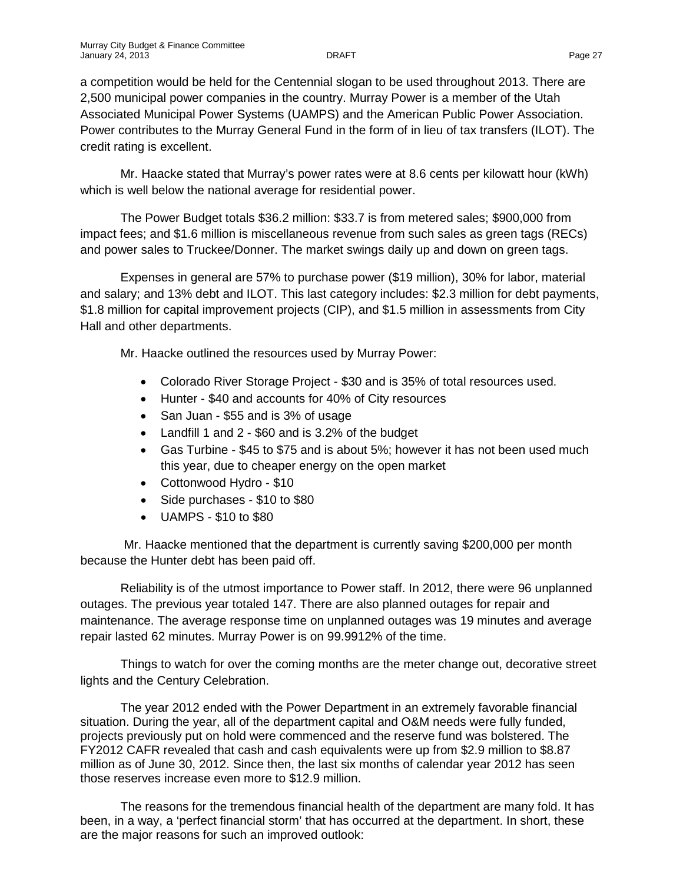a competition would be held for the Centennial slogan to be used throughout 2013. There are 2,500 municipal power companies in the country. Murray Power is a member of the Utah Associated Municipal Power Systems (UAMPS) and the American Public Power Association. Power contributes to the Murray General Fund in the form of in lieu of tax transfers (ILOT). The credit rating is excellent.

Mr. Haacke stated that Murray's power rates were at 8.6 cents per kilowatt hour (kWh) which is well below the national average for residential power.

The Power Budget totals $36.2 million: $33.7 is from metered sales; $900,000 from impact fees; and $1.6 million is miscellaneous revenue from such sales as green tags (RECs) and power sales to Truckee/Donner. The market swings daily up and down on green tags.

Expenses in general are 57% to purchase power ($19 million), 30% for labor, material and salary; and 13% debt and ILOT. This last category includes: $2.3 million for debt payments, $1.8 million for capital improvement projects (CIP), and $1.5 million in assessments from City Hall and other departments.

Mr. Haacke outlined the resources used by Murray Power:

- Colorado River Storage Project - $30 and is 35% of total resources used.
- Hunter - $40 and accounts for 40% of City resources
- San Juan - $55 and is 3% of usage
- Landfill 1 and 2 - $60 and is 3.2% of the budget
- Gas Turbine - $45 to $75 and is about 5%; however it has not been used much this year, due to cheaper energy on the open market
- Cottonwood Hydro - $10
- Side purchases - $10 to $80
- UAMPS - $10 to $80

Mr. Haacke mentioned that the department is currently saving $200,000 per month because the Hunter debt has been paid off.

Reliability is of the utmost importance to Power staff. In 2012, there were 96 unplanned outages. The previous year totaled 147. There are also planned outages for repair and maintenance. The average response time on unplanned outages was 19 minutes and average repair lasted 62 minutes. Murray Power is on 99.9912% of the time.

Things to watch for over the coming months are the meter change out, decorative street lights and the Century Celebration.

The year 2012 ended with the Power Department in an extremely favorable financial situation. During the year, all of the department capital and O&M needs were fully funded, projects previously put on hold were commenced and the reserve fund was bolstered. The FY2012 CAFR revealed that cash and cash equivalents were up from $2.9 million to $8.87 million as of June 30, 2012. Since then, the last six months of calendar year 2012 has seen those reserves increase even more to $12.9 million.

The reasons for the tremendous financial health of the department are many fold. It has been, in a way, a 'perfect financial storm' that has occurred at the department. In short, these are the major reasons for such an improved outlook: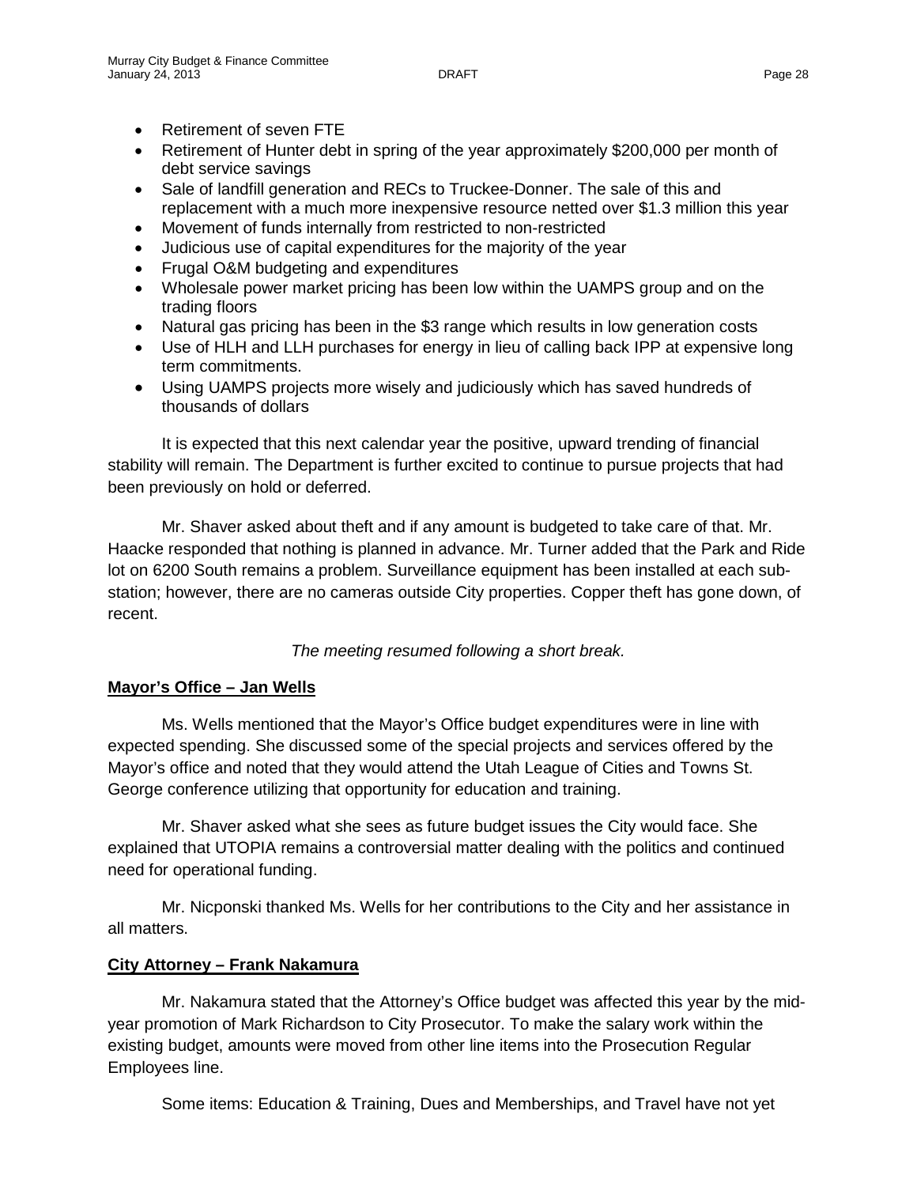- Retirement of seven FTE
- Retirement of Hunter debt in spring of the year approximately $200,000 per month of debt service savings
- Sale of landfill generation and RECs to Truckee-Donner. The sale of this and replacement with a much more inexpensive resource netted over $1.3 million this year
- Movement of funds internally from restricted to non-restricted
- Judicious use of capital expenditures for the majority of the year
- Frugal O&M budgeting and expenditures
- Wholesale power market pricing has been low within the UAMPS group and on the trading floors
- Natural gas pricing has been in the $3 range which results in low generation costs
- Use of HLH and LLH purchases for energy in lieu of calling back IPP at expensive long term commitments.
- Using UAMPS projects more wisely and judiciously which has saved hundreds of thousands of dollars

It is expected that this next calendar year the positive, upward trending of financial stability will remain. The Department is further excited to continue to pursue projects that had been previously on hold or deferred.

Mr. Shaver asked about theft and if any amount is budgeted to take care of that. Mr. Haacke responded that nothing is planned in advance. Mr. Turner added that the Park and Ride lot on 6200 South remains a problem. Surveillance equipment has been installed at each sub-station; however, there are no cameras outside City properties. Copper theft has gone down, of recent.

*The meeting resumed following a short break.*

**Mayor's Office – Jan Wells**

Ms. Wells mentioned that the Mayor's Office budget expenditures were in line with expected spending. She discussed some of the special projects and services offered by the Mayor's office and noted that they would attend the Utah League of Cities and Towns St. George conference utilizing that opportunity for education and training.

Mr. Shaver asked what she sees as future budget issues the City would face. She explained that UTOPIA remains a controversial matter dealing with the politics and continued need for operational funding.

Mr. Nicponski thanked Ms. Wells for her contributions to the City and her assistance in all matters.

**City Attorney – Frank Nakamura**

Mr. Nakamura stated that the Attorney's Office budget was affected this year by the mid-year promotion of Mark Richardson to City Prosecutor. To make the salary work within the existing budget, amounts were moved from other line items into the Prosecution Regular Employees line.

Some items: Education & Training, Dues and Memberships, and Travel have not yet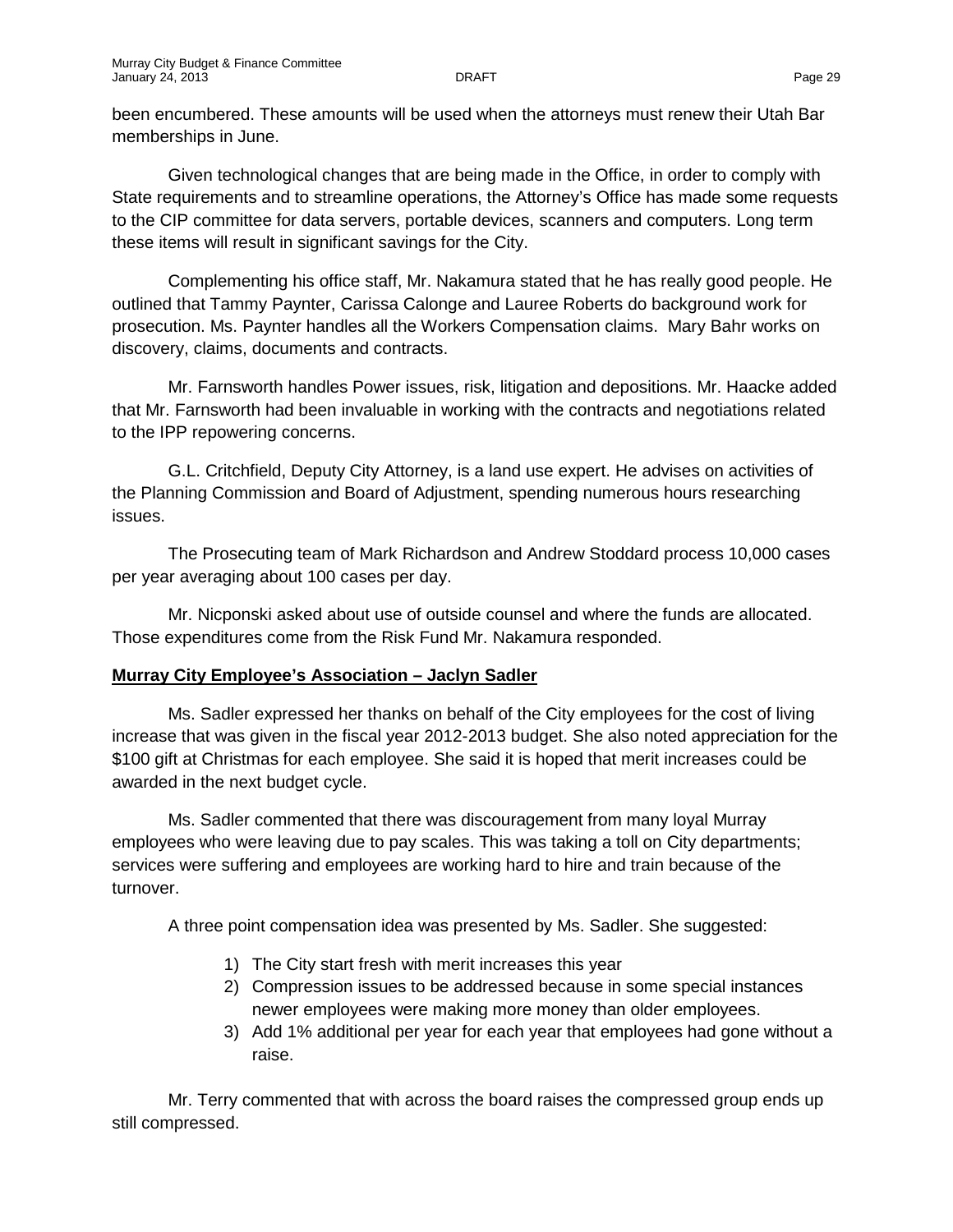been encumbered. These amounts will be used when the attorneys must renew their Utah Bar memberships in June.

Given technological changes that are being made in the Office, in order to comply with State requirements and to streamline operations, the Attorney's Office has made some requests to the CIP committee for data servers, portable devices, scanners and computers. Long term these items will result in significant savings for the City.

Complementing his office staff, Mr. Nakamura stated that he has really good people. He outlined that Tammy Paynter, Carissa Calonge and Lauree Roberts do background work for prosecution. Ms. Paynter handles all the Workers Compensation claims. Mary Bahr works on discovery, claims, documents and contracts.

Mr. Farnsworth handles Power issues, risk, litigation and depositions. Mr. Haacke added that Mr. Farnsworth had been invaluable in working with the contracts and negotiations related to the IPP repowering concerns.

G.L. Critchfield, Deputy City Attorney, is a land use expert. He advises on activities of the Planning Commission and Board of Adjustment, spending numerous hours researching issues.

The Prosecuting team of Mark Richardson and Andrew Stoddard process 10,000 cases per year averaging about 100 cases per day.

Mr. Nicponski asked about use of outside counsel and where the funds are allocated. Those expenditures come from the Risk Fund Mr. Nakamura responded.

**Murray City Employee's Association – Jaclyn Sadler**

Ms. Sadler expressed her thanks on behalf of the City employees for the cost of living increase that was given in the fiscal year 2012-2013 budget. She also noted appreciation for the $100 gift at Christmas for each employee. She said it is hoped that merit increases could be awarded in the next budget cycle.

Ms. Sadler commented that there was discouragement from many loyal Murray employees who were leaving due to pay scales. This was taking a toll on City departments; services were suffering and employees are working hard to hire and train because of the turnover.

A three point compensation idea was presented by Ms. Sadler. She suggested:

1) The City start fresh with merit increases this year
2) Compression issues to be addressed because in some special instances newer employees were making more money than older employees.
3) Add 1% additional per year for each year that employees had gone without a raise.

Mr. Terry commented that with across the board raises the compressed group ends up still compressed.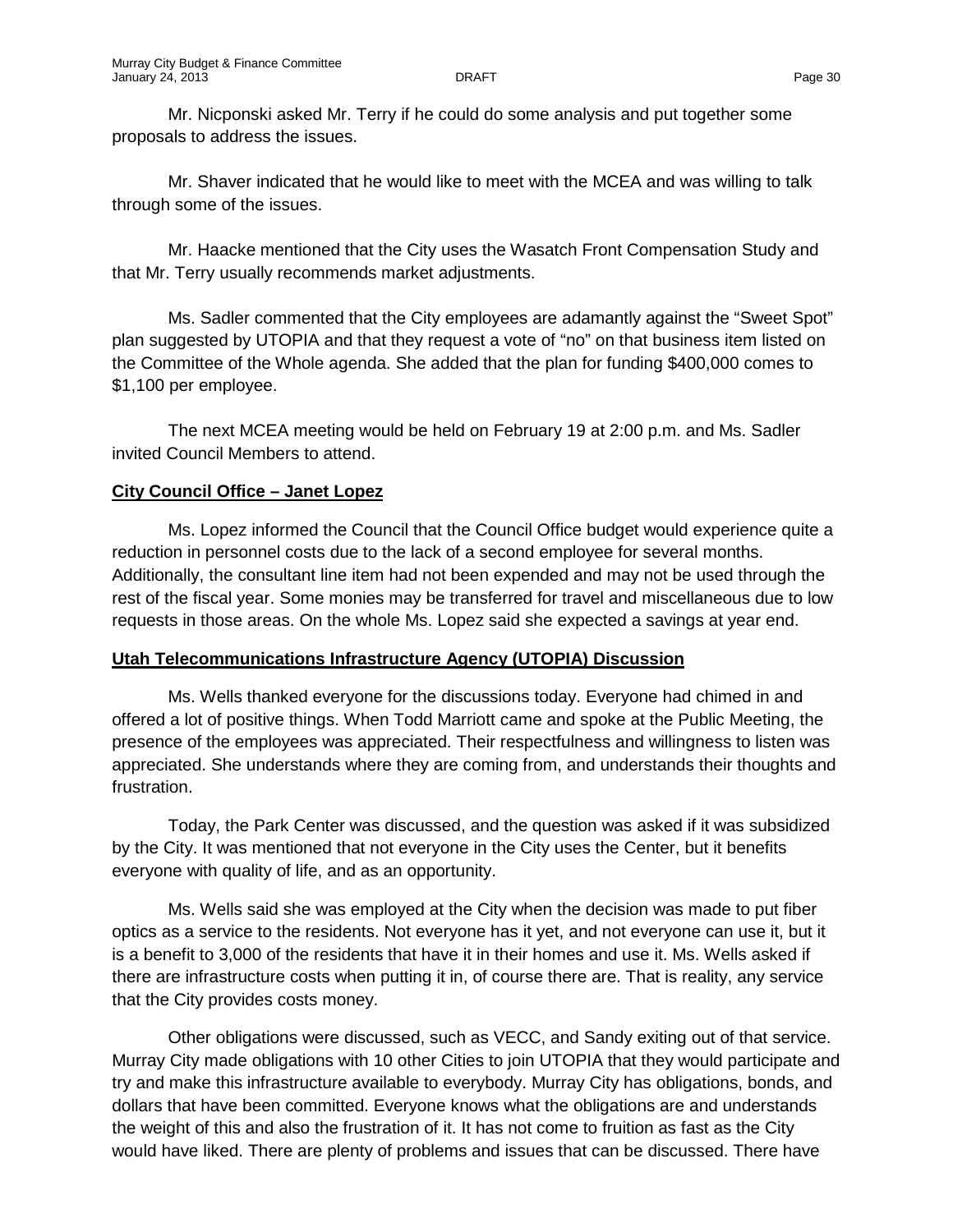Mr. Nicponski asked Mr. Terry if he could do some analysis and put together some proposals to address the issues.

Mr. Shaver indicated that he would like to meet with the MCEA and was willing to talk through some of the issues.

Mr. Haacke mentioned that the City uses the Wasatch Front Compensation Study and that Mr. Terry usually recommends market adjustments.

Ms. Sadler commented that the City employees are adamantly against the "Sweet Spot" plan suggested by UTOPIA and that they request a vote of "no" on that business item listed on the Committee of the Whole agenda. She added that the plan for funding $400,000 comes to $1,100 per employee.

The next MCEA meeting would be held on February 19 at 2:00 p.m. and Ms. Sadler invited Council Members to attend.

**City Council Office – Janet Lopez**

Ms. Lopez informed the Council that the Council Office budget would experience quite a reduction in personnel costs due to the lack of a second employee for several months. Additionally, the consultant line item had not been expended and may not be used through the rest of the fiscal year. Some monies may be transferred for travel and miscellaneous due to low requests in those areas. On the whole Ms. Lopez said she expected a savings at year end.

**Utah Telecommunications Infrastructure Agency (UTOPIA) Discussion**

Ms. Wells thanked everyone for the discussions today. Everyone had chimed in and offered a lot of positive things. When Todd Marriott came and spoke at the Public Meeting, the presence of the employees was appreciated. Their respectfulness and willingness to listen was appreciated. She understands where they are coming from, and understands their thoughts and frustration.

Today, the Park Center was discussed, and the question was asked if it was subsidized by the City. It was mentioned that not everyone in the City uses the Center, but it benefits everyone with quality of life, and as an opportunity.

Ms. Wells said she was employed at the City when the decision was made to put fiber optics as a service to the residents. Not everyone has it yet, and not everyone can use it, but it is a benefit to 3,000 of the residents that have it in their homes and use it. Ms. Wells asked if there are infrastructure costs when putting it in, of course there are. That is reality, any service that the City provides costs money.

Other obligations were discussed, such as VECC, and Sandy exiting out of that service. Murray City made obligations with 10 other Cities to join UTOPIA that they would participate and try and make this infrastructure available to everybody. Murray City has obligations, bonds, and dollars that have been committed. Everyone knows what the obligations are and understands the weight of this and also the frustration of it. It has not come to fruition as fast as the City would have liked. There are plenty of problems and issues that can be discussed. There have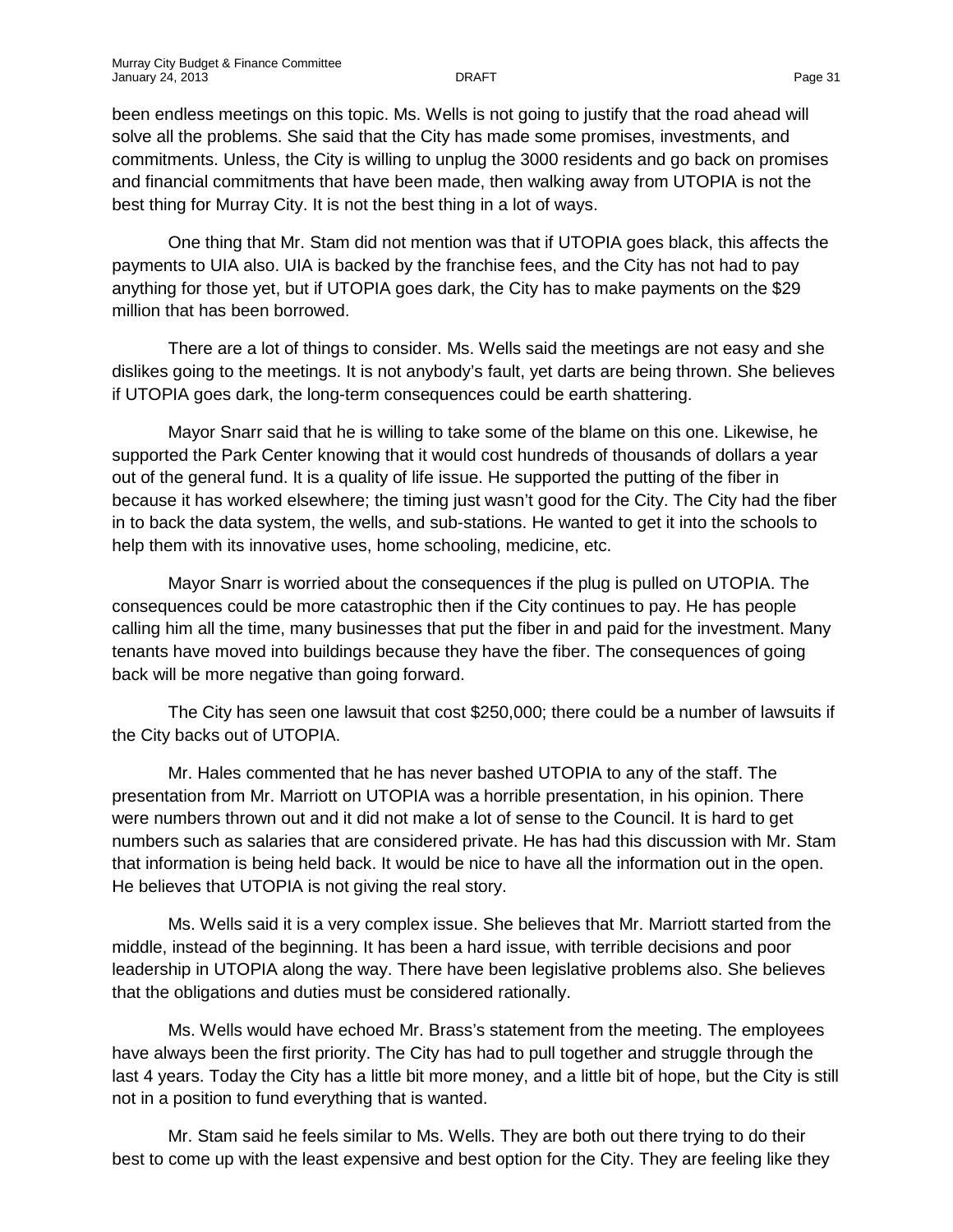been endless meetings on this topic. Ms. Wells is not going to justify that the road ahead will solve all the problems. She said that the City has made some promises, investments, and commitments. Unless, the City is willing to unplug the 3000 residents and go back on promises and financial commitments that have been made, then walking away from UTOPIA is not the best thing for Murray City. It is not the best thing in a lot of ways.

One thing that Mr. Stam did not mention was that if UTOPIA goes black, this affects the payments to UIA also. UIA is backed by the franchise fees, and the City has not had to pay anything for those yet, but if UTOPIA goes dark, the City has to make payments on the $29 million that has been borrowed.

There are a lot of things to consider. Ms. Wells said the meetings are not easy and she dislikes going to the meetings. It is not anybody's fault, yet darts are being thrown. She believes if UTOPIA goes dark, the long-term consequences could be earth shattering.

Mayor Snarr said that he is willing to take some of the blame on this one. Likewise, he supported the Park Center knowing that it would cost hundreds of thousands of dollars a year out of the general fund. It is a quality of life issue. He supported the putting of the fiber in because it has worked elsewhere; the timing just wasn't good for the City. The City had the fiber in to back the data system, the wells, and sub-stations. He wanted to get it into the schools to help them with its innovative uses, home schooling, medicine, etc.

Mayor Snarr is worried about the consequences if the plug is pulled on UTOPIA. The consequences could be more catastrophic then if the City continues to pay. He has people calling him all the time, many businesses that put the fiber in and paid for the investment. Many tenants have moved into buildings because they have the fiber. The consequences of going back will be more negative than going forward.

The City has seen one lawsuit that cost $250,000; there could be a number of lawsuits if the City backs out of UTOPIA.

Mr. Hales commented that he has never bashed UTOPIA to any of the staff. The presentation from Mr. Marriott on UTOPIA was a horrible presentation, in his opinion. There were numbers thrown out and it did not make a lot of sense to the Council. It is hard to get numbers such as salaries that are considered private. He has had this discussion with Mr. Stam that information is being held back. It would be nice to have all the information out in the open. He believes that UTOPIA is not giving the real story.

Ms. Wells said it is a very complex issue. She believes that Mr. Marriott started from the middle, instead of the beginning. It has been a hard issue, with terrible decisions and poor leadership in UTOPIA along the way. There have been legislative problems also. She believes that the obligations and duties must be considered rationally.

Ms. Wells would have echoed Mr. Brass's statement from the meeting. The employees have always been the first priority. The City has had to pull together and struggle through the last 4 years. Today the City has a little bit more money, and a little bit of hope, but the City is still not in a position to fund everything that is wanted.

Mr. Stam said he feels similar to Ms. Wells. They are both out there trying to do their best to come up with the least expensive and best option for the City. They are feeling like they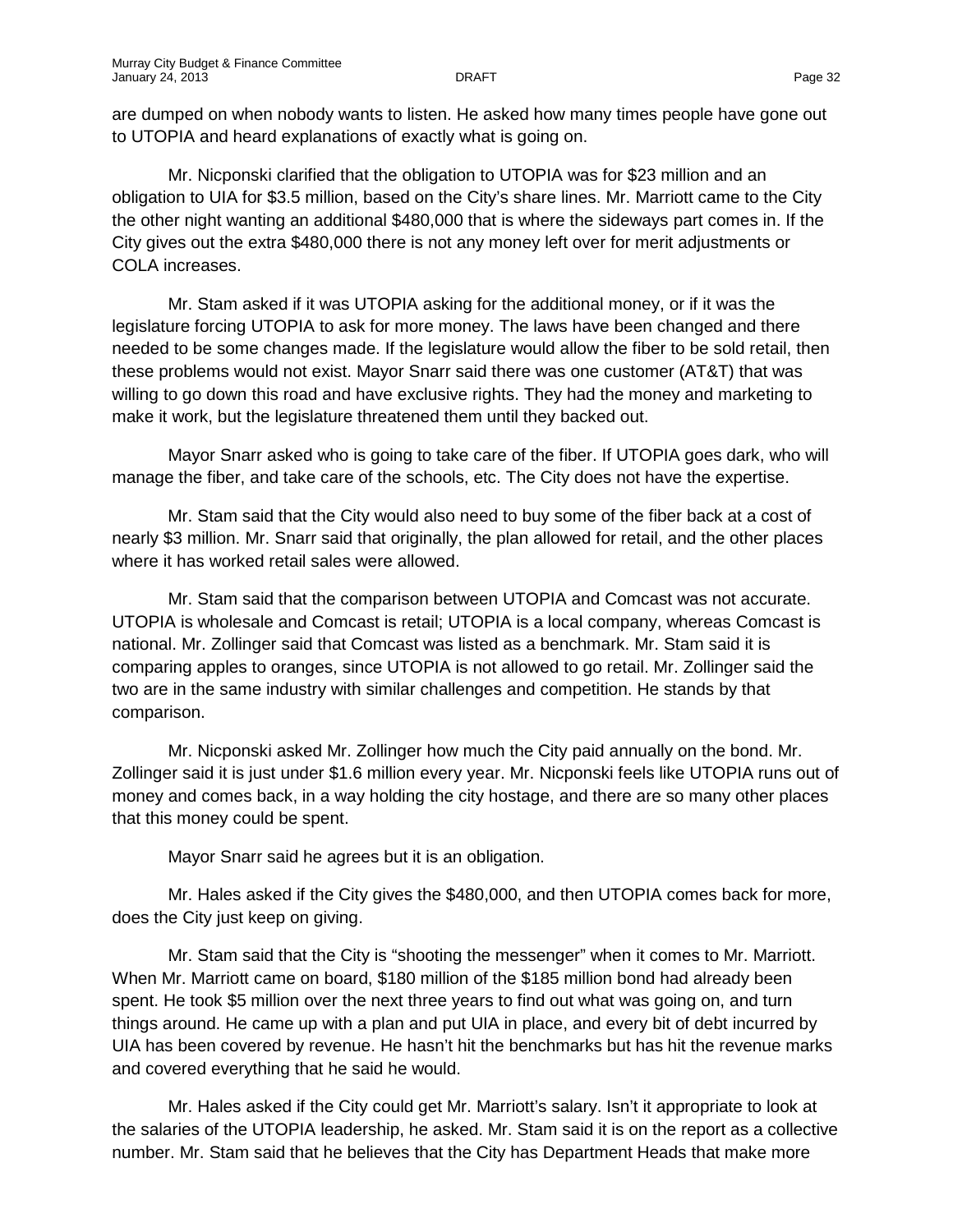are dumped on when nobody wants to listen. He asked how many times people have gone out to UTOPIA and heard explanations of exactly what is going on.

Mr. Nicponski clarified that the obligation to UTOPIA was for $23 million and an obligation to UIA for $3.5 million, based on the City's share lines. Mr. Marriott came to the City the other night wanting an additional $480,000 that is where the sideways part comes in. If the City gives out the extra $480,000 there is not any money left over for merit adjustments or COLA increases.

Mr. Stam asked if it was UTOPIA asking for the additional money, or if it was the legislature forcing UTOPIA to ask for more money. The laws have been changed and there needed to be some changes made. If the legislature would allow the fiber to be sold retail, then these problems would not exist. Mayor Snarr said there was one customer (AT&T) that was willing to go down this road and have exclusive rights. They had the money and marketing to make it work, but the legislature threatened them until they backed out.

Mayor Snarr asked who is going to take care of the fiber. If UTOPIA goes dark, who will manage the fiber, and take care of the schools, etc. The City does not have the expertise.

Mr. Stam said that the City would also need to buy some of the fiber back at a cost of nearly $3 million. Mr. Snarr said that originally, the plan allowed for retail, and the other places where it has worked retail sales were allowed.

Mr. Stam said that the comparison between UTOPIA and Comcast was not accurate. UTOPIA is wholesale and Comcast is retail; UTOPIA is a local company, whereas Comcast is national. Mr. Zollinger said that Comcast was listed as a benchmark. Mr. Stam said it is comparing apples to oranges, since UTOPIA is not allowed to go retail. Mr. Zollinger said the two are in the same industry with similar challenges and competition. He stands by that comparison.

Mr. Nicponski asked Mr. Zollinger how much the City paid annually on the bond. Mr. Zollinger said it is just under $1.6 million every year. Mr. Nicponski feels like UTOPIA runs out of money and comes back, in a way holding the city hostage, and there are so many other places that this money could be spent.

Mayor Snarr said he agrees but it is an obligation.

Mr. Hales asked if the City gives the $480,000, and then UTOPIA comes back for more, does the City just keep on giving.

Mr. Stam said that the City is "shooting the messenger" when it comes to Mr. Marriott. When Mr. Marriott came on board, $180 million of the $185 million bond had already been spent. He took $5 million over the next three years to find out what was going on, and turn things around. He came up with a plan and put UIA in place, and every bit of debt incurred by UIA has been covered by revenue. He hasn't hit the benchmarks but has hit the revenue marks and covered everything that he said he would.

Mr. Hales asked if the City could get Mr. Marriott's salary. Isn't it appropriate to look at the salaries of the UTOPIA leadership, he asked. Mr. Stam said it is on the report as a collective number. Mr. Stam said that he believes that the City has Department Heads that make more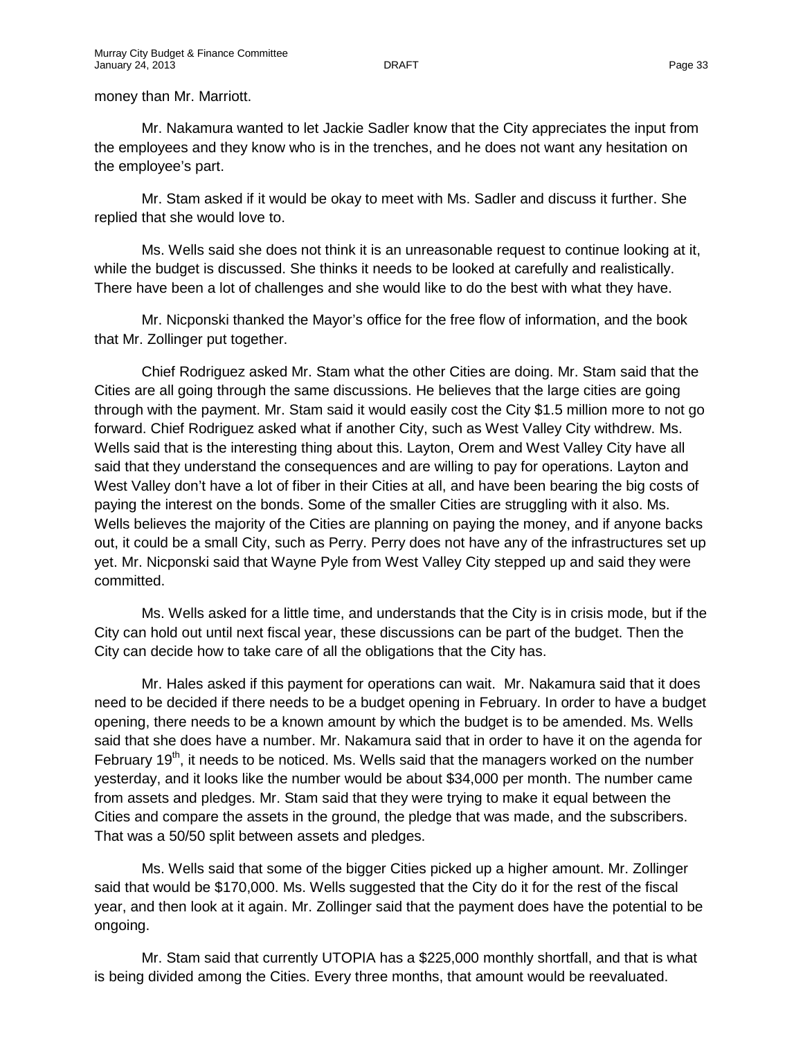money than Mr. Marriott.

Mr. Nakamura wanted to let Jackie Sadler know that the City appreciates the input from the employees and they know who is in the trenches, and he does not want any hesitation on the employee's part.

Mr. Stam asked if it would be okay to meet with Ms. Sadler and discuss it further. She replied that she would love to.

Ms. Wells said she does not think it is an unreasonable request to continue looking at it, while the budget is discussed. She thinks it needs to be looked at carefully and realistically. There have been a lot of challenges and she would like to do the best with what they have.

Mr. Nicponski thanked the Mayor's office for the free flow of information, and the book that Mr. Zollinger put together.

Chief Rodriguez asked Mr. Stam what the other Cities are doing. Mr. Stam said that the Cities are all going through the same discussions. He believes that the large cities are going through with the payment. Mr. Stam said it would easily cost the City $1.5 million more to not go forward. Chief Rodriguez asked what if another City, such as West Valley City withdrew. Ms. Wells said that is the interesting thing about this. Layton, Orem and West Valley City have all said that they understand the consequences and are willing to pay for operations. Layton and West Valley don't have a lot of fiber in their Cities at all, and have been bearing the big costs of paying the interest on the bonds. Some of the smaller Cities are struggling with it also. Ms. Wells believes the majority of the Cities are planning on paying the money, and if anyone backs out, it could be a small City, such as Perry. Perry does not have any of the infrastructures set up yet. Mr. Nicponski said that Wayne Pyle from West Valley City stepped up and said they were committed.

Ms. Wells asked for a little time, and understands that the City is in crisis mode, but if the City can hold out until next fiscal year, these discussions can be part of the budget. Then the City can decide how to take care of all the obligations that the City has.

Mr. Hales asked if this payment for operations can wait. Mr. Nakamura said that it does need to be decided if there needs to be a budget opening in February. In order to have a budget opening, there needs to be a known amount by which the budget is to be amended. Ms. Wells said that she does have a number. Mr. Nakamura said that in order to have it on the agenda for February 19th, it needs to be noticed. Ms. Wells said that the managers worked on the number yesterday, and it looks like the number would be about $34,000 per month. The number came from assets and pledges. Mr. Stam said that they were trying to make it equal between the Cities and compare the assets in the ground, the pledge that was made, and the subscribers. That was a 50/50 split between assets and pledges.

Ms. Wells said that some of the bigger Cities picked up a higher amount. Mr. Zollinger said that would be $170,000. Ms. Wells suggested that the City do it for the rest of the fiscal year, and then look at it again. Mr. Zollinger said that the payment does have the potential to be ongoing.

Mr. Stam said that currently UTOPIA has a $225,000 monthly shortfall, and that is what is being divided among the Cities. Every three months, that amount would be reevaluated.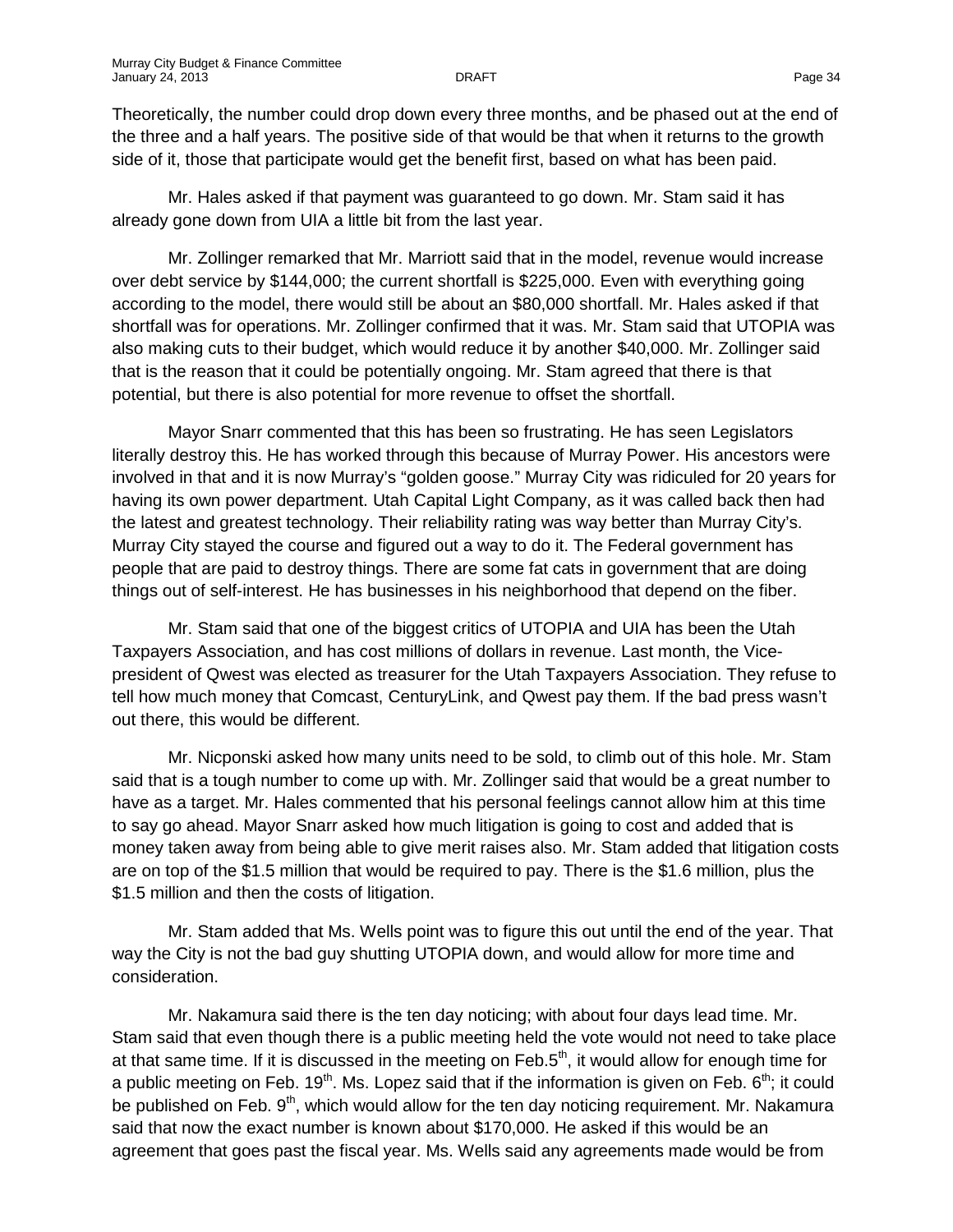Theoretically, the number could drop down every three months, and be phased out at the end of the three and a half years. The positive side of that would be that when it returns to the growth side of it, those that participate would get the benefit first, based on what has been paid.

Mr. Hales asked if that payment was guaranteed to go down. Mr. Stam said it has already gone down from UIA a little bit from the last year.

Mr. Zollinger remarked that Mr. Marriott said that in the model, revenue would increase over debt service by $144,000; the current shortfall is $225,000. Even with everything going according to the model, there would still be about an $80,000 shortfall. Mr. Hales asked if that shortfall was for operations. Mr. Zollinger confirmed that it was. Mr. Stam said that UTOPIA was also making cuts to their budget, which would reduce it by another $40,000. Mr. Zollinger said that is the reason that it could be potentially ongoing. Mr. Stam agreed that there is that potential, but there is also potential for more revenue to offset the shortfall.

Mayor Snarr commented that this has been so frustrating. He has seen Legislators literally destroy this. He has worked through this because of Murray Power. His ancestors were involved in that and it is now Murray's "golden goose." Murray City was ridiculed for 20 years for having its own power department. Utah Capital Light Company, as it was called back then had the latest and greatest technology. Their reliability rating was way better than Murray City's. Murray City stayed the course and figured out a way to do it. The Federal government has people that are paid to destroy things. There are some fat cats in government that are doing things out of self-interest. He has businesses in his neighborhood that depend on the fiber.

Mr. Stam said that one of the biggest critics of UTOPIA and UIA has been the Utah Taxpayers Association, and has cost millions of dollars in revenue. Last month, the Vice-president of Qwest was elected as treasurer for the Utah Taxpayers Association. They refuse to tell how much money that Comcast, CenturyLink, and Qwest pay them. If the bad press wasn't out there, this would be different.

Mr. Nicponski asked how many units need to be sold, to climb out of this hole. Mr. Stam said that is a tough number to come up with. Mr. Zollinger said that would be a great number to have as a target. Mr. Hales commented that his personal feelings cannot allow him at this time to say go ahead. Mayor Snarr asked how much litigation is going to cost and added that is money taken away from being able to give merit raises also. Mr. Stam added that litigation costs are on top of the $1.5 million that would be required to pay. There is the $1.6 million, plus the $1.5 million and then the costs of litigation.

Mr. Stam added that Ms. Wells point was to figure this out until the end of the year. That way the City is not the bad guy shutting UTOPIA down, and would allow for more time and consideration.

Mr. Nakamura said there is the ten day noticing; with about four days lead time. Mr. Stam said that even though there is a public meeting held the vote would not need to take place at that same time. If it is discussed in the meeting on Feb.5th, it would allow for enough time for a public meeting on Feb. 19th. Ms. Lopez said that if the information is given on Feb. 6th; it could be published on Feb. 9th, which would allow for the ten day noticing requirement. Mr. Nakamura said that now the exact number is known about $170,000. He asked if this would be an agreement that goes past the fiscal year. Ms. Wells said any agreements made would be from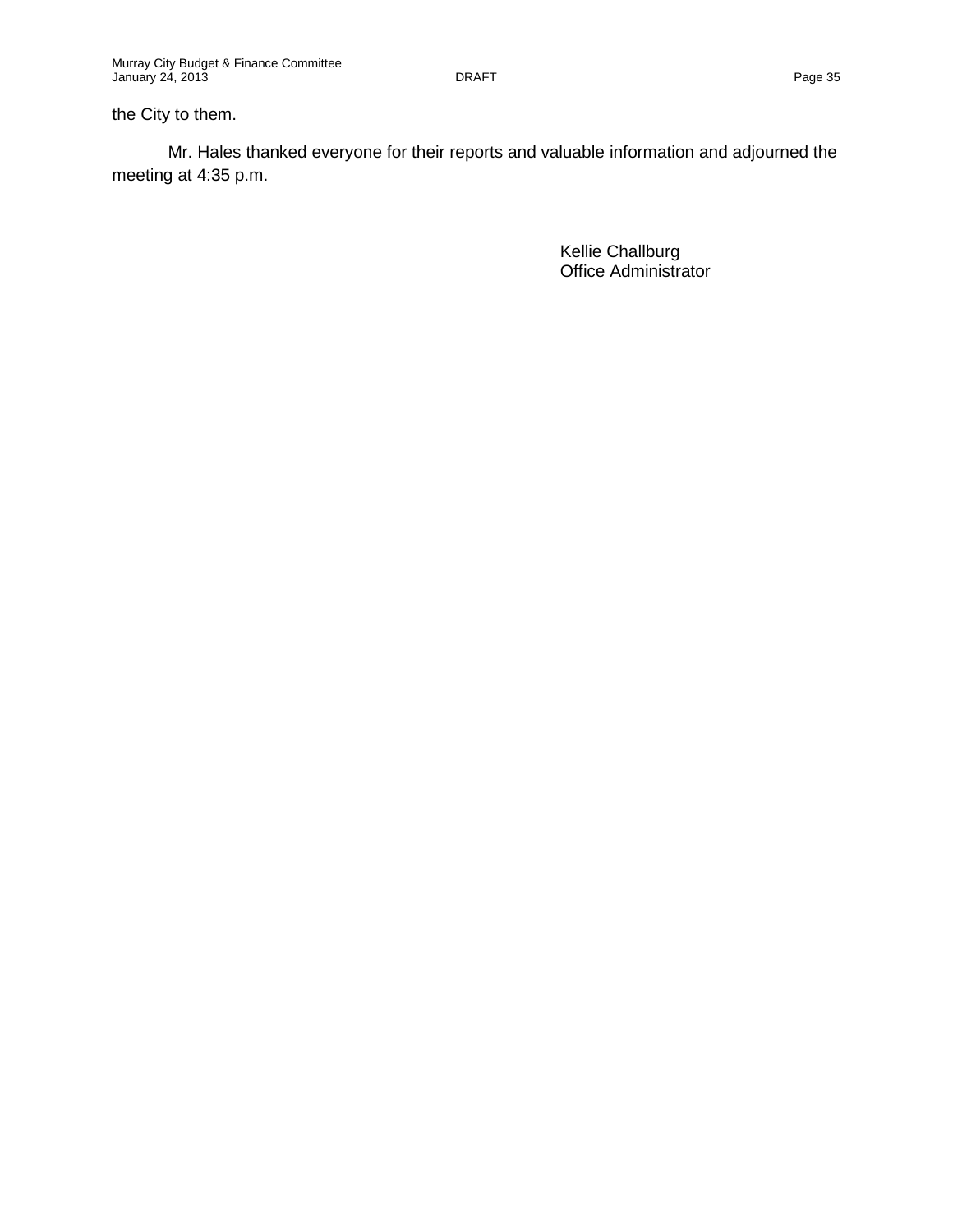the City to them.

Mr. Hales thanked everyone for their reports and valuable information and adjourned the meeting at 4:35 p.m.

Kellie Challburg
Office Administrator